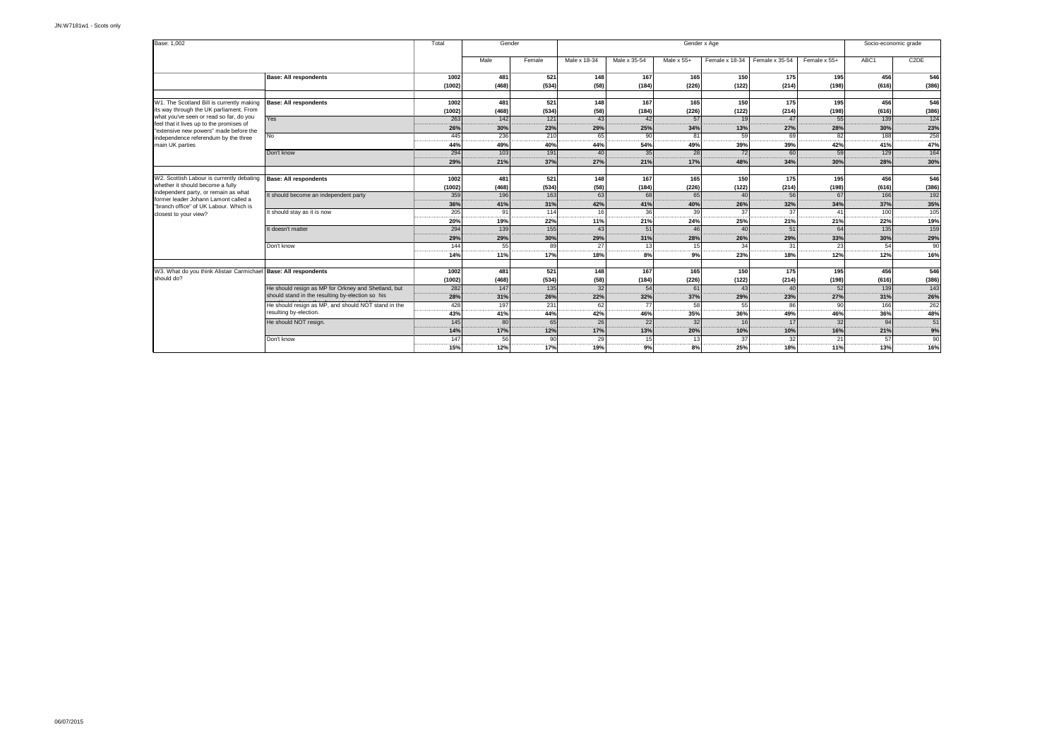| Base: 1,002 | | Total | Gender | | Gender x Age | | | | | | Socio-economic grade | |
|---|---|---|---|---|---|---|---|---|---|---|---|---|
| | | | Male | Female | Male x 18-34 | Male x 35-54 | Male x 55+ | Female x 18-34 | Female x 35-54 | Female x 55+ | ABC1 | C2DE |
| | **Base: All respondents** | **1002** | **481** | **521** | **148** | **167** | **165** | **150** | **175** | **195** | **456** | **546** |
| | | **(1002)** | **(468)** | **(534)** | **(58)** | **(184)** | **(226)** | **(122)** | **(214)** | **(198)** | **(616)** | **(386)** |
| W1. The Scotland Bill is currently making its way through the UK parliament. From what you've seen or read so far, do you feel that it lives up to the promises of "extensive new powers" made before the independence referendum by the three main UK parties | **Base: All respondents** | **1002** | **481** | **521** | **148** | **167** | **165** | **150** | **175** | **195** | **456** | **546** |
| | | **(1002)** | **(468)** | **(534)** | **(58)** | **(184)** | **(226)** | **(122)** | **(214)** | **(198)** | **(616)** | **(386)** |
| | Yes | 263 | 142 | 121 | 43 | 42 | 57 | 19 | 47 | 55 | 139 | 124 |
| | | **26%** | **30%** | **23%** | **29%** | **25%** | **34%** | **13%** | **27%** | **28%** | **30%** | **23%** |
| | No | 445 | 236 | 210 | 65 | 90 | 81 | 59 | 69 | 82 | 188 | 258 |
| | | **44%** | **49%** | **40%** | **44%** | **54%** | **49%** | **39%** | **39%** | **42%** | **41%** | **47%** |
| | Don't know | 294 | 103 | 191 | 40 | 35 | 28 | 72 | 60 | 59 | 129 | 164 |
| | | **29%** | **21%** | **37%** | **27%** | **21%** | **17%** | **48%** | **34%** | **30%** | **28%** | **30%** |
| W2. Scottish Labour is currently debating whether it should become a fully independent party, or remain as what former leader Johann Lamont called a "branch office" of UK Labour. Which is closest to your view? | **Base: All respondents** | **1002** | **481** | **521** | **148** | **167** | **165** | **150** | **175** | **195** | **456** | **546** |
| | | **(1002)** | **(468)** | **(534)** | **(58)** | **(184)** | **(226)** | **(122)** | **(214)** | **(198)** | **(616)** | **(386)** |
| | It should become an independent party | 359 | 196 | 163 | 63 | 68 | 65 | 40 | 56 | 67 | 166 | 192 |
| | | **36%** | **41%** | **31%** | **42%** | **41%** | **40%** | **26%** | **32%** | **34%** | **37%** | **35%** |
| | It should stay as it is now | 205 | 91 | 114 | 16 | 36 | 39 | 37 | 37 | 41 | 100 | 105 |
| | | **20%** | **19%** | **22%** | **11%** | **21%** | **24%** | **25%** | **21%** | **21%** | **22%** | **19%** |
| | It doesn't matter | 294 | 139 | 155 | 43 | 51 | 46 | 40 | 51 | 64 | 135 | 159 |
| | | **29%** | **29%** | **30%** | **29%** | **31%** | **28%** | **26%** | **29%** | **33%** | **30%** | **29%** |
| | Don't know | 144 | 55 | 89 | 27 | 13 | 15 | 34 | 31 | 23 | 54 | 90 |
| | | **14%** | **11%** | **17%** | **18%** | **8%** | **9%** | **23%** | **18%** | **12%** | **12%** | **16%** |
| W3. What do you think Alistair Carmichael should do? | **Base: All respondents** | **1002** | **481** | **521** | **148** | **167** | **165** | **150** | **175** | **195** | **456** | **546** |
| | | **(1002)** | **(468)** | **(534)** | **(58)** | **(184)** | **(226)** | **(122)** | **(214)** | **(198)** | **(616)** | **(386)** |
| | He should resign as MP for Orkney and Shetland, but should stand in the resulting by-election so his | 282 | 147 | 135 | 32 | 54 | 61 | 43 | 40 | 52 | 139 | 143 |
| | | **28%** | **31%** | **26%** | **22%** | **32%** | **37%** | **29%** | **23%** | **27%** | **31%** | **26%** |
| | He should resign as MP, and should NOT stand in the resulting by-election. | 428 | 197 | 231 | 62 | 77 | 58 | 55 | 86 | 90 | 166 | 262 |
| | | **43%** | **41%** | **44%** | **42%** | **46%** | **35%** | **36%** | **49%** | **46%** | **36%** | **48%** |
| | He should NOT resign. | 145 | 80 | 65 | 26 | 22 | 32 | 16 | 17 | 32 | 94 | 51 |
| | | **14%** | **17%** | **12%** | **17%** | **13%** | **20%** | **10%** | **10%** | **16%** | **21%** | **9%** |
| | Don't know | 147 | 56 | 90 | 29 | 15 | 13 | 37 | 32 | 21 | 57 | 90 |
| | | **15%** | **12%** | **17%** | **19%** | **9%** | **8%** | **25%** | **18%** | **11%** | **13%** | **16%** |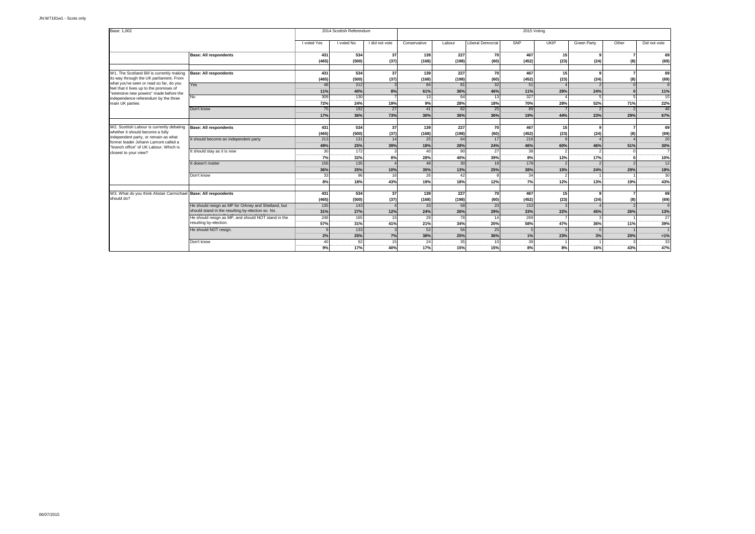JN:W7181w1 - Scots only

| Base: 1,002 | | 2014 Scottish Referendum | | | 2015 Voting | | | | | | | |
|---|---|---|---|---|---|---|---|---|---|---|---|---|
| | | I voted Yes | I voted No | I did not vote | Conservative | Labour | Liberal Democrat | SNP | UKIP | Green Party | Other | Did not vote |
| | **Base: All respondents** | **431** | **534** | **37** | **139** | **227** | **70** | **467** | **15** | **9** | **7** | **69** |
| | | **(465)** | **(500)** | **(37)** | **(168)** | **(198)** | **(60)** | **(452)** | **(23)** | **(24)** | **(8)** | **(69)** |
| W1. The Scotland Bill is currently making its way through the UK parliament. From what you've seen or read so far, do you feel that it lives up to the promises of "extensive new powers" made before the independence referendum by the three main UK parties | **Base: All respondents** | **431** | **534** | **37** | **139** | **227** | **70** | **467** | **15** | **9** | **7** | **69** |
| | | **(465)** | **(500)** | **(37)** | **(168)** | **(198)** | **(60)** | **(452)** | **(23)** | **(24)** | **(8)** | **(69)** |
| | Yes | 48 | 212 | 3 | 84 | 81 | 32 | 51 | 4 | 2 | 0 | 8 |
| | | **11%** | **40%** | **8%** | **61%** | **36%** | **46%** | **11%** | **28%** | **24%** | **0** | **11%** |
| | No | 309 | 130 | 7 | 13 | 64 | 13 | 327 | 4 | 5 | 5 | 15 |
| | | **72%** | **24%** | **19%** | **9%** | **28%** | **18%** | **70%** | **28%** | **52%** | **71%** | **22%** |
| | Don't know | 75 | 192 | 27 | 41 | 82 | 25 | 89 | 7 | 2 | 2 | 46 |
| | | **17%** | **36%** | **73%** | **30%** | **36%** | **36%** | **19%** | **44%** | **23%** | **29%** | **67%** |
| W2. Scottish Labour is currently debating whether it should become a fully independent party, or remain as what former leader Johann Lamont called a "branch office" of UK Labour. Which is closest to your view? | **Base: All respondents** | **431** | **534** | **37** | **139** | **227** | **70** | **467** | **15** | **9** | **7** | **69** |
| | | **(465)** | **(500)** | **(37)** | **(168)** | **(198)** | **(60)** | **(452)** | **(23)** | **(24)** | **(8)** | **(69)** |
| | It should become an independent party | 213 | 131 | 14 | 25 | 64 | 17 | 216 | 9 | 4 | 4 | 20 |
| | | **49%** | **25%** | **39%** | **18%** | **28%** | **24%** | **46%** | **60%** | **46%** | **51%** | **30%** |
| | It should stay as it is now | 30 | 172 | 3 | 40 | 90 | 27 | 38 | 2 | 2 | 0 | 7 |
| | | **7%** | **32%** | **8%** | **28%** | **40%** | **39%** | **8%** | **12%** | **17%** | **0** | **10%** |
| | It doesn't matter | 156 | 135 | 4 | 48 | 30 | 18 | 178 | 2 | 2 | 2 | 12 |
| | | **36%** | **25%** | **10%** | **35%** | **13%** | **25%** | **38%** | **15%** | **24%** | **29%** | **18%** |
| | Don't know | 33 | 96 | 16 | 26 | 42 | 8 | 34 | 2 | 1 | 1 | 30 |
| | | **8%** | **18%** | **43%** | **19%** | **18%** | **12%** | **7%** | **12%** | **13%** | **19%** | **43%** |
| W3. What do you think Alistair Carmichael should do? | **Base: All respondents** | **431** | **534** | **37** | **139** | **227** | **70** | **467** | **15** | **9** | **7** | **69** |
| | | **(465)** | **(500)** | **(37)** | **(168)** | **(198)** | **(60)** | **(452)** | **(23)** | **(24)** | **(8)** | **(69)** |
| | He should resign as MP for Orkney and Shetland, but should stand in the resulting by-election so his | 135 | 143 | 4 | 33 | 58 | 20 | 153 | 3 | 4 | 2 | 9 |
| | | **31%** | **27%** | **12%** | **24%** | **26%** | **29%** | **33%** | **22%** | **45%** | **26%** | **13%** |
| | He should resign as MP, and should NOT stand in the resulting by-election. | 248 | 165 | 15 | 29 | 78 | 14 | 269 | 7 | 3 | 1 | 27 |
| | | **57%** | **31%** | **41%** | **21%** | **34%** | **20%** | **58%** | **47%** | **36%** | **11%** | **39%** |
| | He should NOT resign. | 9 | 133 | 3 | 52 | 56 | 25 | 5 | 3 | 0 | 1 | 1 |
| | | **2%** | **25%** | **7%** | **38%** | **25%** | **36%** | **1%** | **23%** | **3%** | **20%** | **<1%** |
| | Don't know | 40 | 92 | 15 | 24 | 35 | 10 | 39 | 1 | 1 | 3 | 33 |
| | | **9%** | **17%** | **40%** | **17%** | **15%** | **15%** | **8%** | **8%** | **16%** | **43%** | **47%** |

06/07/2015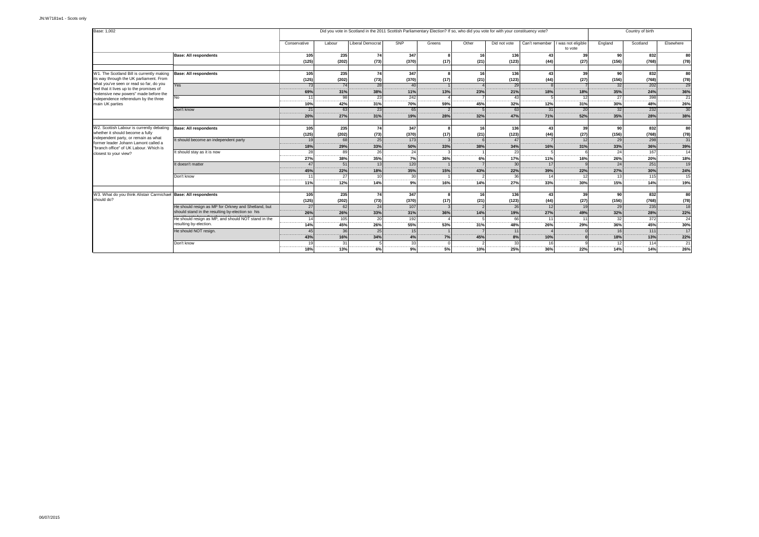Base: 1,002

| | | Did you vote in Scotland in the 2011 Scottish Parliamentary Election? If so, who did you vote for with your constituency vote? | | | | | | | | | Country of birth | | |
|---|---|---|---|---|---|---|---|---|---|---|---|---|---|
| | | Conservative | Labour | Liberal Democrat | SNP | Greens | Other | Did not vote | Can't remember | I was not eligible to vote | England | Scotland | Elsewhere |
| | **Base: All respondents** | **105** | **235** | **74** | **347** | **8** | **16** | **136** | **43** | **39** | **90** | **832** | **80** |
| | | **(125)** | **(202)** | **(73)** | **(370)** | **(17)** | **(21)** | **(123)** | **(44)** | **(27)** | **(156)** | **(768)** | **(78)** |
| W1. The Scotland Bill is currently making its way through the UK parliament. From what you've seen or read so far, do you feel that it lives up to the promises of "extensive new powers" made before the independence referendum by the three main UK parties | **Base: All respondents** | **105** | **235** | **74** | **347** | **8** | **16** | **136** | **43** | **39** | **90** | **832** | **80** |
| | | **(125)** | **(202)** | **(73)** | **(370)** | **(17)** | **(21)** | **(123)** | **(44)** | **(27)** | **(156)** | **(768)** | **(78)** |
| | Yes | 73 | 74 | 28 | 40 | 1 | 4 | 29 | 8 | 7 | 32 | 202 | 29 |
| | | **69%** | **31%** | **38%** | **11%** | **13%** | **23%** | **21%** | **18%** | **18%** | **35%** | **24%** | **36%** |
| | No | 11 | 98 | 23 | 242 | 4 | 7 | 43 | 5 | 12 | 27 | 398 | 21 |
| | | **10%** | **42%** | **31%** | **70%** | **59%** | **45%** | **32%** | **12%** | **31%** | **30%** | **48%** | **26%** |
| | Don't know | 21 | 63 | 23 | 65 | 2 | 5 | 63 | 31 | 20 | 32 | 232 | 30 |
| | | **20%** | **27%** | **31%** | **19%** | **28%** | **32%** | **47%** | **71%** | **52%** | **35%** | **28%** | **38%** |
| W2. Scottish Labour is currently debating whether it should become a fully independent party, or remain as what former leader Johann Lamont called a "branch office" of UK Labour. Which is closest to your view? | **Base: All respondents** | **105** | **235** | **74** | **347** | **8** | **16** | **136** | **43** | **39** | **90** | **832** | **80** |
| | | **(125)** | **(202)** | **(73)** | **(370)** | **(17)** | **(21)** | **(123)** | **(44)** | **(27)** | **(156)** | **(768)** | **(78)** |
| | It should become an independent party | 19 | 68 | 25 | 173 | 3 | 6 | 47 | 7 | 12 | 29 | 298 | 31 |
| | | **18%** | **29%** | **33%** | **50%** | **33%** | **38%** | **34%** | **16%** | **31%** | **33%** | **36%** | **39%** |
| | It should stay as it is now | 28 | 89 | 26 | 24 | 3 | 1 | 23 | 5 | 6 | 24 | 167 | 14 |
| | | **27%** | **38%** | **35%** | **7%** | **36%** | **6%** | **17%** | **11%** | **16%** | **26%** | **20%** | **18%** |
| | It doesn't matter | 47 | 51 | 13 | 120 | 1 | 7 | 30 | 17 | 9 | 24 | 251 | 19 |
| | | **45%** | **22%** | **18%** | **35%** | **15%** | **43%** | **22%** | **39%** | **22%** | **27%** | **30%** | **24%** |
| | Don't know | 11 | 27 | 10 | 30 | 1 | 2 | 36 | 14 | 12 | 13 | 115 | 15 |
| | | **11%** | **12%** | **14%** | **9%** | **16%** | **14%** | **27%** | **33%** | **30%** | **15%** | **14%** | **19%** |
| W3. What do you think Alistair Carmichael should do? | **Base: All respondents** | **105** | **235** | **74** | **347** | **8** | **16** | **136** | **43** | **39** | **90** | **832** | **80** |
| | | **(125)** | **(202)** | **(73)** | **(370)** | **(17)** | **(21)** | **(123)** | **(44)** | **(27)** | **(156)** | **(768)** | **(78)** |
| | He should resign as MP for Orkney and Shetland, but should stand in the resulting by-election so his | 27 | 62 | 24 | 107 | 3 | 2 | 26 | 12 | 19 | 29 | 235 | 18 |
| | | **26%** | **26%** | **33%** | **31%** | **36%** | **14%** | **19%** | **27%** | **49%** | **32%** | **28%** | **22%** |
| | He should resign as MP, and should NOT stand in the resulting by-election. | 14 | 105 | 20 | 192 | 4 | 5 | 66 | 11 | 11 | 32 | 372 | 24 |
| | | **14%** | **45%** | **26%** | **55%** | **53%** | **31%** | **48%** | **26%** | **29%** | **36%** | **45%** | **30%** |
| | He should NOT resign. | 45 | 36 | 25 | 15 | 1 | 7 | 11 | 4 | 0 | 16 | 111 | 17 |
| | | **43%** | **16%** | **34%** | **4%** | **7%** | **45%** | **8%** | **10%** | **0** | **18%** | **13%** | **22%** |
| | Don't know | 19 | 31 | 5 | 33 | 0 | 2 | 33 | 16 | 9 | 12 | 114 | 21 |
| | | **18%** | **13%** | **6%** | **9%** | **5%** | **10%** | **25%** | **36%** | **22%** | **14%** | **14%** | **26%** |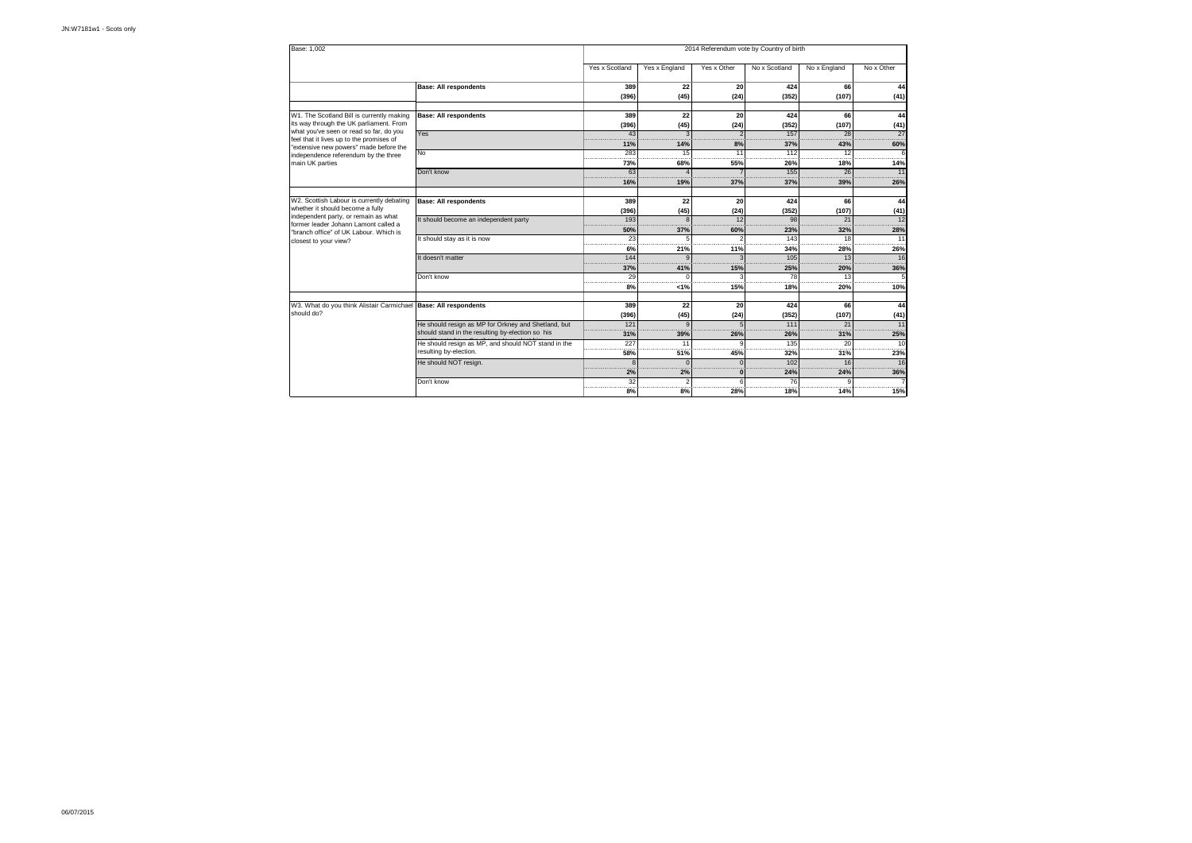JN:W7181w1 - Scots only

| Base: 1,002 | | 2014 Referendum vote by Country of birth | | | | | |
|---|---|---|---|---|---|---|---|
| | | Yes x Scotland | Yes x England | Yes x Other | No x Scotland | No x England | No x Other |
| | **Base: All respondents** | **389** | **22** | **20** | **424** | **66** | **44** |
| | | **(396)** | **(45)** | **(24)** | **(352)** | **(107)** | **(41)** |
| W1. The Scotland Bill is currently making its way through the UK parliament. From what you've seen or read so far, do you feel that it lives up to the promises of "extensive new powers" made before the independence referendum by the three main UK parties | **Base: All respondents** | **389** | **22** | **20** | **424** | **66** | **44** |
| | | **(396)** | **(45)** | **(24)** | **(352)** | **(107)** | **(41)** |
| | Yes | 43 | 3 | 2 | 157 | 28 | 27 |
| | | **11%** | **14%** | **8%** | **37%** | **43%** | **60%** |
| | No | 283 | 15 | 11 | 112 | 12 | 6 |
| | | **73%** | **68%** | **55%** | **26%** | **18%** | **14%** |
| | Don't know | 63 | 4 | 7 | 155 | 26 | 11 |
| | | **16%** | **19%** | **37%** | **37%** | **39%** | **26%** |
| W2. Scottish Labour is currently debating whether it should become a fully independent party, or remain as what former leader Johann Lamont called a "branch office" of UK Labour. Which is closest to your view? | **Base: All respondents** | **389** | **22** | **20** | **424** | **66** | **44** |
| | | **(396)** | **(45)** | **(24)** | **(352)** | **(107)** | **(41)** |
| | It should become an independent party | 193 | 8 | 12 | 98 | 21 | 12 |
| | | **50%** | **37%** | **60%** | **23%** | **32%** | **28%** |
| | It should stay as it is now | 23 | 5 | 2 | 143 | 18 | 11 |
| | | **6%** | **21%** | **11%** | **34%** | **28%** | **26%** |
| | It doesn't matter | 144 | 9 | 3 | 105 | 13 | 16 |
| | | **37%** | **41%** | **15%** | **25%** | **20%** | **36%** |
| | Don't know | 29 | 0 | 3 | 78 | 13 | 5 |
| | | **8%** | **<1%** | **15%** | **18%** | **20%** | **10%** |
| W3. What do you think Alistair Carmichael should do? | **Base: All respondents** | **389** | **22** | **20** | **424** | **66** | **44** |
| | | **(396)** | **(45)** | **(24)** | **(352)** | **(107)** | **(41)** |
| | He should resign as MP for Orkney and Shetland, but should stand in the resulting by-election so his | 121 | 9 | 5 | 111 | 21 | 11 |
| | | **31%** | **39%** | **26%** | **26%** | **31%** | **25%** |
| | He should resign as MP, and should NOT stand in the resulting by-election. | 227 | 11 | 9 | 135 | 20 | 10 |
| | | **58%** | **51%** | **45%** | **32%** | **31%** | **23%** |
| | He should NOT resign. | 8 | 0 | 0 | 102 | 16 | 16 |
| | | **2%** | **2%** | **0** | **24%** | **24%** | **36%** |
| | Don't know | 32 | 2 | 6 | 76 | 9 | 7 |
| | | **8%** | **8%** | **28%** | **18%** | **14%** | **15%** |

06/07/2015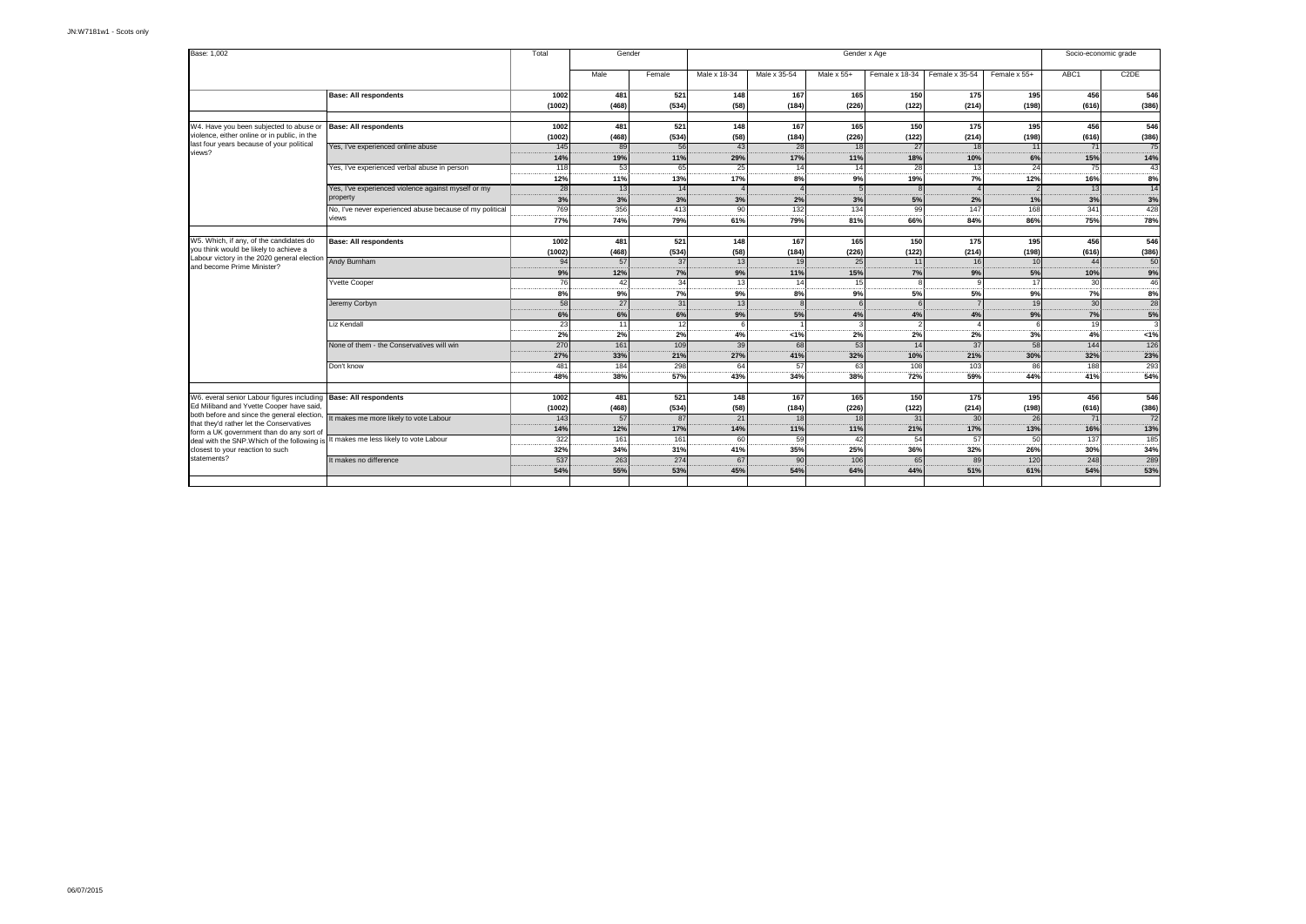JN:W7181w1 - Scots only

| Base: 1,002 | | Total | Gender | | Gender x Age | | | | | | Socio-economic grade | |
|---|---|---|---|---|---|---|---|---|---|---|---|---|
| | | | Male | Female | Male x 18-34 | Male x 35-54 | Male x 55+ | Female x 18-34 | Female x 35-54 | Female x 55+ | ABC1 | C2DE |
| | **Base: All respondents** | **1002** | **481** | **521** | **148** | **167** | **165** | **150** | **175** | **195** | **456** | **546** |
| | | **(1002)** | **(468)** | **(534)** | **(58)** | **(184)** | **(226)** | **(122)** | **(214)** | **(198)** | **(616)** | **(386)** |
| W4. Have you been subjected to abuse or violence, either online or in public, in the last four years because of your political views? | **Base: All respondents** | **1002** | **481** | **521** | **148** | **167** | **165** | **150** | **175** | **195** | **456** | **546** |
| | | **(1002)** | **(468)** | **(534)** | **(58)** | **(184)** | **(226)** | **(122)** | **(214)** | **(198)** | **(616)** | **(386)** |
| | Yes, I've experienced online abuse | 145 | 89 | 56 | 43 | 28 | 18 | 27 | 18 | 11 | 71 | 75 |
| | | **14%** | **19%** | **11%** | **29%** | **17%** | **11%** | **18%** | **10%** | **6%** | **15%** | **14%** |
| | Yes, I've experienced verbal abuse in person | 118 | 53 | 65 | 25 | 14 | 14 | 28 | 13 | 24 | 75 | 43 |
| | | **12%** | **11%** | **13%** | **17%** | **8%** | **9%** | **19%** | **7%** | **12%** | **16%** | **8%** |
| | Yes, I've experienced violence against myself or my property | 28 | 13 | 14 | 4 | 4 | 5 | 8 | 4 | 2 | 13 | 14 |
| | | **3%** | **3%** | **3%** | **3%** | **2%** | **3%** | **5%** | **2%** | **1%** | **3%** | **3%** |
| | No, I've never experienced abuse because of my political views | 769 | 356 | 413 | 90 | 132 | 134 | 99 | 147 | 168 | 341 | 428 |
| | | **77%** | **74%** | **79%** | **61%** | **79%** | **81%** | **66%** | **84%** | **86%** | **75%** | **78%** |
| W5. Which, if any, of the candidates do you think would be likely to achieve a Labour victory in the 2020 general election and become Prime Minister? | **Base: All respondents** | **1002** | **481** | **521** | **148** | **167** | **165** | **150** | **175** | **195** | **456** | **546** |
| | | **(1002)** | **(468)** | **(534)** | **(58)** | **(184)** | **(226)** | **(122)** | **(214)** | **(198)** | **(616)** | **(386)** |
| | Andy Burnham | 94 | 57 | 37 | 13 | 19 | 25 | 11 | 16 | 10 | 44 | 50 |
| | | **9%** | **12%** | **7%** | **9%** | **11%** | **15%** | **7%** | **9%** | **5%** | **10%** | **9%** |
| | Yvette Cooper | 76 | 42 | 34 | 13 | 14 | 15 | 8 | 9 | 17 | 30 | 46 |
| | | **8%** | **9%** | **7%** | **9%** | **8%** | **9%** | **5%** | **5%** | **9%** | **7%** | **8%** |
| | Jeremy Corbyn | 58 | 27 | 31 | 13 | 8 | 6 | 6 | 7 | 19 | 30 | 28 |
| | | **6%** | **6%** | **6%** | **9%** | **5%** | **4%** | **4%** | **4%** | **9%** | **7%** | **5%** |
| | Liz Kendall | 23 | 11 | 12 | 6 | 1 | 3 | 2 | 4 | 6 | 19 | 3 |
| | | **2%** | **2%** | **2%** | **4%** | **<1%** | **2%** | **2%** | **2%** | **3%** | **4%** | **<1%** |
| | None of them - the Conservatives will win | 270 | 161 | 109 | 39 | 68 | 53 | 14 | 37 | 58 | 144 | 126 |
| | | **27%** | **33%** | **21%** | **27%** | **41%** | **32%** | **10%** | **21%** | **30%** | **32%** | **23%** |
| | Don't know | 481 | 184 | 298 | 64 | 57 | 63 | 108 | 103 | 86 | 188 | 293 |
| | | **48%** | **38%** | **57%** | **43%** | **34%** | **38%** | **72%** | **59%** | **44%** | **41%** | **54%** |
| W6. everal senior Labour figures including Ed Miliband and Yvette Cooper have said, both before and since the general election, that they'd rather let the Conservatives form a UK government than do any sort of deal with the SNP.Which of the following is closest to your reaction to such statements? | **Base: All respondents** | **1002** | **481** | **521** | **148** | **167** | **165** | **150** | **175** | **195** | **456** | **546** |
| | | **(1002)** | **(468)** | **(534)** | **(58)** | **(184)** | **(226)** | **(122)** | **(214)** | **(198)** | **(616)** | **(386)** |
| | It makes me more likely to vote Labour | 143 | 57 | 87 | 21 | 18 | 18 | 31 | 30 | 26 | 71 | 72 |
| | | **14%** | **12%** | **17%** | **14%** | **11%** | **11%** | **21%** | **17%** | **13%** | **16%** | **13%** |
| | It makes me less likely to vote Labour | 322 | 161 | 161 | 60 | 59 | 42 | 54 | 57 | 50 | 137 | 185 |
| | | **32%** | **34%** | **31%** | **41%** | **35%** | **25%** | **36%** | **32%** | **26%** | **30%** | **34%** |
| | It makes no difference | 537 | 263 | 274 | 67 | 90 | 106 | 65 | 89 | 120 | 248 | 289 |
| | | **54%** | **55%** | **53%** | **45%** | **54%** | **64%** | **44%** | **51%** | **61%** | **54%** | **53%** |

06/07/2015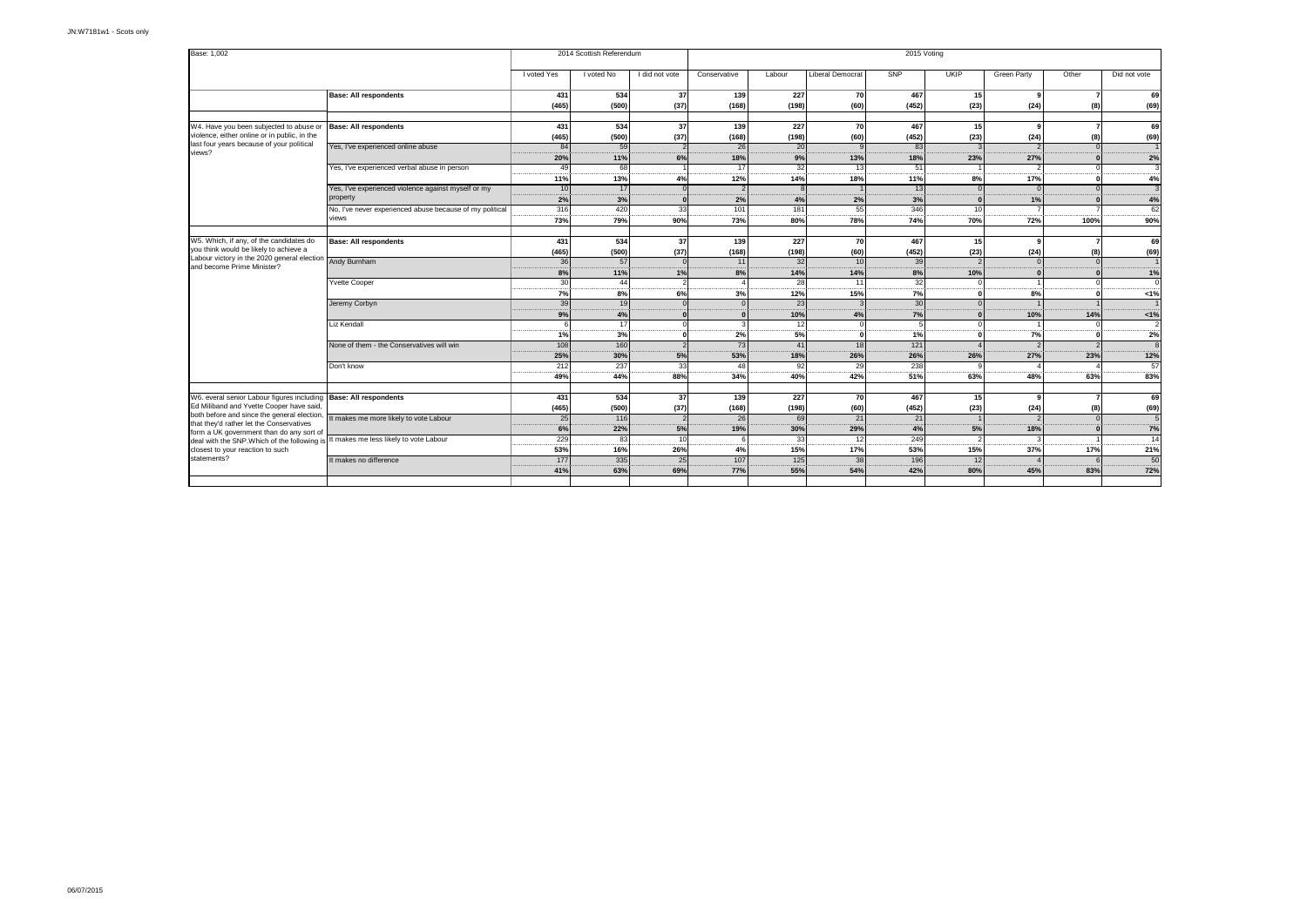JN:W7181w1 - Scots only

| Base: 1,002 | | 2014 Scottish Referendum | | | 2015 Voting | | | | | | | |
|---|---|---|---|---|---|---|---|---|---|---|---|---|
| | | I voted Yes | I voted No | I did not vote | Conservative | Labour | Liberal Democrat | SNP | UKIP | Green Party | Other | Did not vote |
| | **Base: All respondents** | **431** | **534** | **37** | **139** | **227** | **70** | **467** | **15** | **9** | **7** | **69** |
| | | **(465)** | **(500)** | **(37)** | **(168)** | **(198)** | **(60)** | **(452)** | **(23)** | **(24)** | **(8)** | **(69)** |
| W4. Have you been subjected to abuse or violence, either online or in public, in the last four years because of your political views? | **Base: All respondents** | **431** | **534** | **37** | **139** | **227** | **70** | **467** | **15** | **9** | **7** | **69** |
| | | **(465)** | **(500)** | **(37)** | **(168)** | **(198)** | **(60)** | **(452)** | **(23)** | **(24)** | **(8)** | **(69)** |
| | Yes, I've experienced online abuse | 84 | 59 | 2 | 26 | 20 | 9 | 83 | 3 | 2 | 0 | 1 |
| | | **20%** | **11%** | **6%** | **18%** | **9%** | **13%** | **18%** | **23%** | **27%** | **0** | **2%** |
| | Yes, I've experienced verbal abuse in person | 49 | 68 | 1 | 17 | 32 | 13 | 51 | 1 | 2 | 0 | 3 |
| | | **11%** | **13%** | **4%** | **12%** | **14%** | **18%** | **11%** | **8%** | **17%** | **0** | **4%** |
| | Yes, I've experienced violence against myself or my property | 10 | 17 | 0 | 2 | 8 | 1 | 13 | 0 | 0 | 0 | 3 |
| | | **2%** | **3%** | **0** | **2%** | **4%** | **2%** | **3%** | **0** | **1%** | **0** | **4%** |
| | No, I've never experienced abuse because of my political views | 316 | 420 | 33 | 101 | 181 | 55 | 346 | 10 | 7 | 7 | 62 |
| | | **73%** | **79%** | **90%** | **73%** | **80%** | **78%** | **74%** | **70%** | **72%** | **100%** | **90%** |
| W5. Which, if any, of the candidates do you think would be likely to achieve a Labour victory in the 2020 general election and become Prime Minister? | **Base: All respondents** | **431** | **534** | **37** | **139** | **227** | **70** | **467** | **15** | **9** | **7** | **69** |
| | | **(465)** | **(500)** | **(37)** | **(168)** | **(198)** | **(60)** | **(452)** | **(23)** | **(24)** | **(8)** | **(69)** |
| | Andy Burnham | 36 | 57 | 0 | 11 | 32 | 10 | 39 | 2 | 0 | 0 | 1 |
| | | **8%** | **11%** | **1%** | **8%** | **14%** | **14%** | **8%** | **10%** | **0** | **0** | **1%** |
| | Yvette Cooper | 30 | 44 | 2 | 4 | 28 | 11 | 32 | 0 | 1 | 0 | 0 |
| | | **7%** | **8%** | **6%** | **3%** | **12%** | **15%** | **7%** | **0** | **8%** | **0** | **<1%** |
| | Jeremy Corbyn | 39 | 19 | 0 | 0 | 23 | 3 | 30 | 0 | 1 | 1 | 1 |
| | | **9%** | **4%** | **0** | **0** | **10%** | **4%** | **7%** | **0** | **10%** | **14%** | **<1%** |
| | Liz Kendall | 6 | 17 | 0 | 3 | 12 | 0 | 5 | 0 | 1 | 0 | 2 |
| | | **1%** | **3%** | **0** | **2%** | **5%** | **0** | **1%** | **0** | **7%** | **0** | **2%** |
| | None of them - the Conservatives will win | 108 | 160 | 2 | 73 | 41 | 18 | 121 | 4 | 2 | 2 | 8 |
| | | **25%** | **30%** | **5%** | **53%** | **18%** | **26%** | **26%** | **26%** | **27%** | **23%** | **12%** |
| | Don't know | 212 | 237 | 33 | 48 | 92 | 29 | 238 | 9 | 4 | 4 | 57 |
| | | **49%** | **44%** | **88%** | **34%** | **40%** | **42%** | **51%** | **63%** | **48%** | **63%** | **83%** |
| W6. everal senior Labour figures including Ed Miliband and Yvette Cooper have said, both before and since the general election, that they'd rather let the Conservatives form a UK government than do any sort of deal with the SNP.Which of the following is closest to your reaction to such statements? | **Base: All respondents** | **431** | **534** | **37** | **139** | **227** | **70** | **467** | **15** | **9** | **7** | **69** |
| | | **(465)** | **(500)** | **(37)** | **(168)** | **(198)** | **(60)** | **(452)** | **(23)** | **(24)** | **(8)** | **(69)** |
| | It makes me more likely to vote Labour | 25 | 116 | 2 | 26 | 69 | 21 | 21 | 1 | 2 | 0 | 5 |
| | | **6%** | **22%** | **5%** | **19%** | **30%** | **29%** | **4%** | **5%** | **18%** | **0** | **7%** |
| | It makes me less likely to vote Labour | 229 | 83 | 10 | 6 | 33 | 12 | 249 | 2 | 3 | 1 | 14 |
| | | **53%** | **16%** | **26%** | **4%** | **15%** | **17%** | **53%** | **15%** | **37%** | **17%** | **21%** |
| | It makes no difference | 177 | 335 | 25 | 107 | 125 | 38 | 196 | 12 | 4 | 6 | 50 |
| | | **41%** | **63%** | **69%** | **77%** | **55%** | **54%** | **42%** | **80%** | **45%** | **83%** | **72%** |

06/07/2015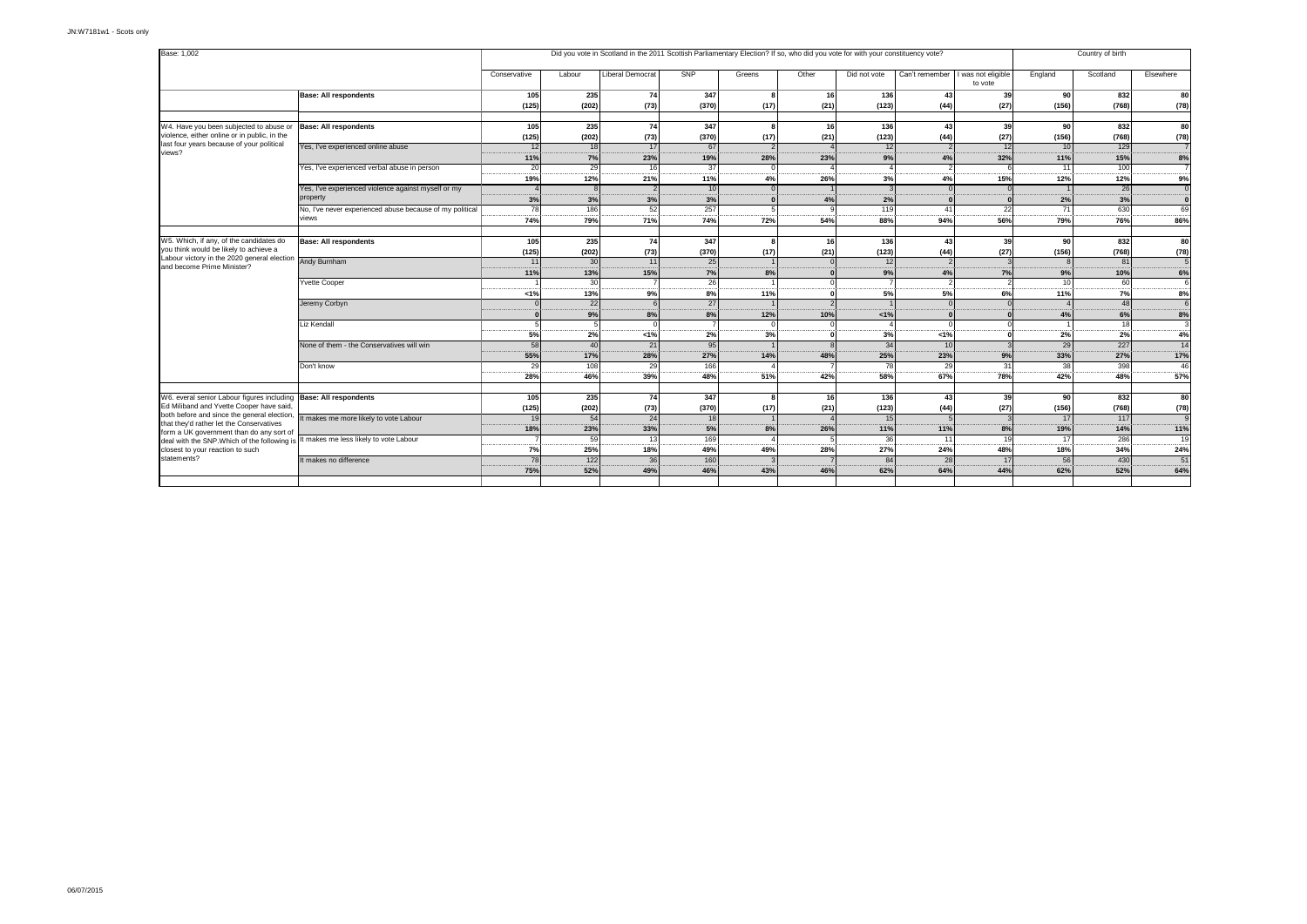JN:W7181w1 - Scots only

| Base: 1,002 | | Did you vote in Scotland in the 2011 Scottish Parliamentary Election? If so, who did you vote for with your constituency vote? | | | | | | | | | Country of birth | | |
|---|---|---|---|---|---|---|---|---|---|---|---|---|---|
| | | Conservative | Labour | Liberal Democrat | SNP | Greens | Other | Did not vote | Can't remember | I was not eligible to vote | England | Scotland | Elsewhere |
| | **Base: All respondents** | **105** | **235** | **74** | **347** | **8** | **16** | **136** | **43** | **39** | **90** | **832** | **80** |
| | | **(125)** | **(202)** | **(73)** | **(370)** | **(17)** | **(21)** | **(123)** | **(44)** | **(27)** | **(156)** | **(768)** | **(78)** |
| W4. Have you been subjected to abuse or violence, either online or in public, in the last four years because of your political views? | **Base: All respondents** | **105** | **235** | **74** | **347** | **8** | **16** | **136** | **43** | **39** | **90** | **832** | **80** |
| | | **(125)** | **(202)** | **(73)** | **(370)** | **(17)** | **(21)** | **(123)** | **(44)** | **(27)** | **(156)** | **(768)** | **(78)** |
| | Yes, I've experienced online abuse | 12 | 18 | 17 | 67 | 2 | 4 | 12 | 2 | 12 | 10 | 129 | 7 |
| | | **11%** | **7%** | **23%** | **19%** | **28%** | **23%** | **9%** | **4%** | **32%** | **11%** | **15%** | **8%** |
| | Yes, I've experienced verbal abuse in person | 20 | 29 | 16 | 37 | 0 | 4 | 4 | 2 | 6 | 11 | 100 | 7 |
| | | **19%** | **12%** | **21%** | **11%** | **4%** | **26%** | **3%** | **4%** | **15%** | **12%** | **12%** | **9%** |
| | Yes, I've experienced violence against myself or my property | 4 | 8 | 2 | 10 | 0 | 1 | 3 | 0 | 0 | 1 | 26 | 0 |
| | | **3%** | **3%** | **3%** | **3%** | **0** | **4%** | **2%** | **0** | **0** | **2%** | **3%** | **0** |
| | No, I've never experienced abuse because of my political views | 78 | 186 | 52 | 257 | 5 | 9 | 119 | 41 | 22 | 71 | 630 | 69 |
| | | **74%** | **79%** | **71%** | **74%** | **72%** | **54%** | **88%** | **94%** | **56%** | **79%** | **76%** | **86%** |
| W5. Which, if any, of the candidates do you think would be likely to achieve a Labour victory in the 2020 general election and become Prime Minister? | **Base: All respondents** | **105** | **235** | **74** | **347** | **8** | **16** | **136** | **43** | **39** | **90** | **832** | **80** |
| | | **(125)** | **(202)** | **(73)** | **(370)** | **(17)** | **(21)** | **(123)** | **(44)** | **(27)** | **(156)** | **(768)** | **(78)** |
| | Andy Burnham | 11 | 30 | 11 | 25 | 1 | 0 | 12 | 2 | 3 | 8 | 81 | 5 |
| | | **11%** | **13%** | **15%** | **7%** | **8%** | **0** | **9%** | **4%** | **7%** | **9%** | **10%** | **6%** |
| | Yvette Cooper | 1 | 30 | 7 | 26 | 1 | 0 | 7 | 2 | 2 | 10 | 60 | 6 |
| | | **<1%** | **13%** | **9%** | **8%** | **11%** | **0** | **5%** | **5%** | **6%** | **11%** | **7%** | **8%** |
| | Jeremy Corbyn | 0 | 22 | 6 | 27 | 1 | 2 | 1 | 0 | 0 | 4 | 48 | 6 |
| | | **0** | **9%** | **8%** | **8%** | **12%** | **10%** | **<1%** | **0** | **0** | **4%** | **6%** | **8%** |
| | Liz Kendall | 5 | 5 | 0 | 7 | 0 | 0 | 4 | 0 | 0 | 1 | 18 | 3 |
| | | **5%** | **2%** | **<1%** | **2%** | **3%** | **0** | **3%** | **<1%** | **0** | **2%** | **2%** | **4%** |
| | None of them - the Conservatives will win | 58 | 40 | 21 | 95 | 1 | 8 | 34 | 10 | 3 | 29 | 227 | 14 |
| | | **55%** | **17%** | **28%** | **27%** | **14%** | **48%** | **25%** | **23%** | **9%** | **33%** | **27%** | **17%** |
| | Don't know | 29 | 108 | 29 | 166 | 4 | 7 | 78 | 29 | 31 | 38 | 398 | 46 |
| | | **28%** | **46%** | **39%** | **48%** | **51%** | **42%** | **58%** | **67%** | **78%** | **42%** | **48%** | **57%** |
| W6. everal senior Labour figures including Ed Miliband and Yvette Cooper have said, both before and since the general election, that they'd rather let the Conservatives form a UK government than do any sort of deal with the SNP.Which of the following is closest to your reaction to such statements? | **Base: All respondents** | **105** | **235** | **74** | **347** | **8** | **16** | **136** | **43** | **39** | **90** | **832** | **80** |
| | | **(125)** | **(202)** | **(73)** | **(370)** | **(17)** | **(21)** | **(123)** | **(44)** | **(27)** | **(156)** | **(768)** | **(78)** |
| | It makes me more likely to vote Labour | 19 | 54 | 24 | 18 | 1 | 4 | 15 | 5 | 3 | 17 | 117 | 9 |
| | | **18%** | **23%** | **33%** | **5%** | **8%** | **26%** | **11%** | **11%** | **8%** | **19%** | **14%** | **11%** |
| | It makes me less likely to vote Labour | 7 | 59 | 13 | 169 | 4 | 5 | 36 | 11 | 19 | 17 | 286 | 19 |
| | | **7%** | **25%** | **18%** | **49%** | **49%** | **28%** | **27%** | **24%** | **48%** | **18%** | **34%** | **24%** |
| | It makes no difference | 78 | 122 | 36 | 160 | 3 | 7 | 84 | 28 | 17 | 56 | 430 | 51 |
| | | **75%** | **52%** | **49%** | **46%** | **43%** | **46%** | **62%** | **64%** | **44%** | **62%** | **52%** | **64%** |

06/07/2015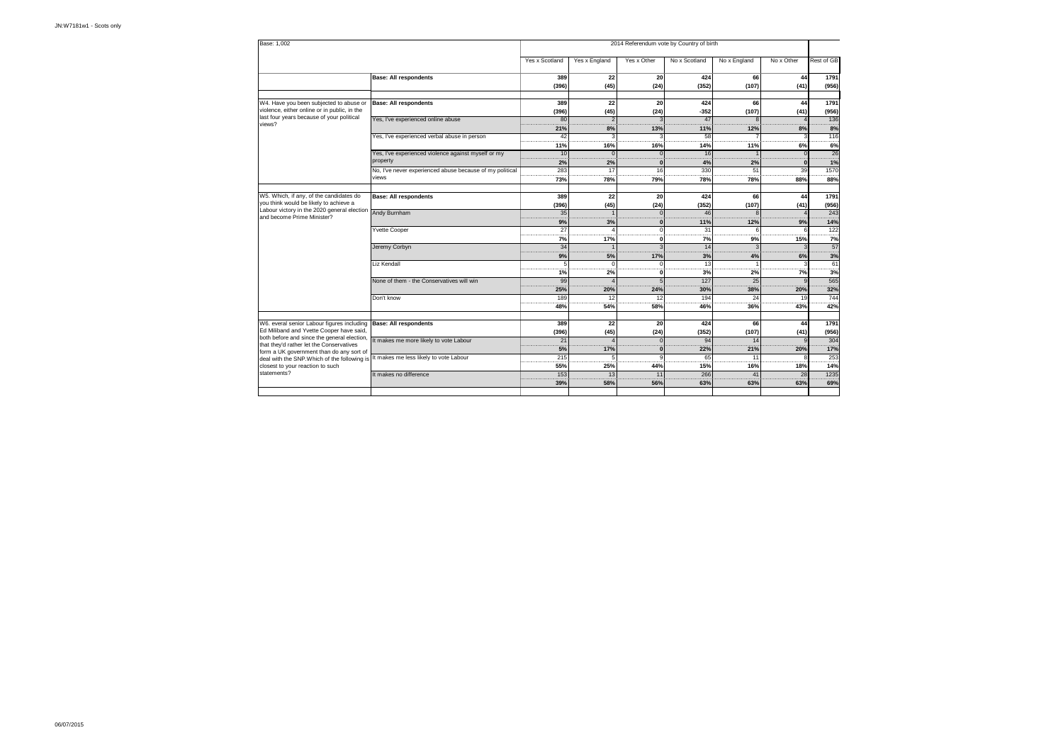Base: 1,002

| | | 2014 Referendum vote by Country of birth | | | | | | |
|---|---|---|---|---|---|---|---|---|
| | | Yes x Scotland | Yes x England | Yes x Other | No x Scotland | No x England | No x Other | Rest of GB |
| | **Base: All respondents** | **389** | **22** | **20** | **424** | **66** | **44** | **1791** |
| | | **(396)** | **(45)** | **(24)** | **(352)** | **(107)** | **(41)** | **(956)** |
| W4. Have you been subjected to abuse or violence, either online or in public, in the last four years because of your political views? | **Base: All respondents** | **389** | **22** | **20** | **424** | **66** | **44** | **1791** |
| | | **(396)** | **(45)** | **(24)** | **-352** | **(107)** | **(41)** | **(956)** |
| | Yes, I've experienced online abuse | 80 | 2 | 3 | 47 | 8 | 4 | 136 |
| | | **21%** | **8%** | **13%** | **11%** | **12%** | **8%** | **8%** |
| | Yes, I've experienced verbal abuse in person | 42 | 3 | 3 | 58 | 7 | 3 | 116 |
| | | **11%** | **16%** | **16%** | **14%** | **11%** | **6%** | **6%** |
| | Yes, I've experienced violence against myself or my property | 10 | 0 | 0 | 16 | 1 | 0 | 26 |
| | | **2%** | **2%** | **0** | **4%** | **2%** | **0** | **1%** |
| | No, I've never experienced abuse because of my political views | 283 | 17 | 16 | 330 | 51 | 39 | 1570 |
| | | **73%** | **78%** | **79%** | **78%** | **78%** | **88%** | **88%** |
| W5. Which, if any, of the candidates do you think would be likely to achieve a Labour victory in the 2020 general election and become Prime Minister? | **Base: All respondents** | **389** | **22** | **20** | **424** | **66** | **44** | **1791** |
| | | **(396)** | **(45)** | **(24)** | **(352)** | **(107)** | **(41)** | **(956)** |
| | Andy Burnham | 35 | 1 | 0 | 46 | 8 | 4 | 243 |
| | | **9%** | **3%** | **0** | **11%** | **12%** | **9%** | **14%** |
| | Yvette Cooper | 27 | 4 | 0 | 31 | 6 | 6 | 122 |
| | | **7%** | **17%** | **0** | **7%** | **9%** | **15%** | **7%** |
| | Jeremy Corbyn | 34 | 1 | 3 | 14 | 3 | 3 | 57 |
| | | **9%** | **5%** | **17%** | **3%** | **4%** | **6%** | **3%** |
| | Liz Kendall | 5 | 0 | 0 | 13 | 1 | 3 | 61 |
| | | **1%** | **2%** | **0** | **3%** | **2%** | **7%** | **3%** |
| | None of them - the Conservatives will win | 99 | 4 | 5 | 127 | 25 | 9 | 565 |
| | | **25%** | **20%** | **24%** | **30%** | **38%** | **20%** | **32%** |
| | Don't know | 189 | 12 | 12 | 194 | 24 | 19 | 744 |
| | | **48%** | **54%** | **58%** | **46%** | **36%** | **43%** | **42%** |
| W6. everal senior Labour figures including Ed Miliband and Yvette Cooper have said, both before and since the general election, that they'd rather let the Conservatives form a UK government than do any sort of deal with the SNP.Which of the following is closest to your reaction to such statements? | **Base: All respondents** | **389** | **22** | **20** | **424** | **66** | **44** | **1791** |
| | | **(396)** | **(45)** | **(24)** | **(352)** | **(107)** | **(41)** | **(956)** |
| | It makes me more likely to vote Labour | 21 | 4 | 0 | 94 | 14 | 9 | 304 |
| | | **5%** | **17%** | **0** | **22%** | **21%** | **20%** | **17%** |
| | It makes me less likely to vote Labour | 215 | 5 | 9 | 65 | 11 | 8 | 253 |
| | | **55%** | **25%** | **44%** | **15%** | **16%** | **18%** | **14%** |
| | It makes no difference | 153 | 13 | 11 | 266 | 41 | 28 | 1235 |
| | | **39%** | **58%** | **56%** | **63%** | **63%** | **63%** | **69%** |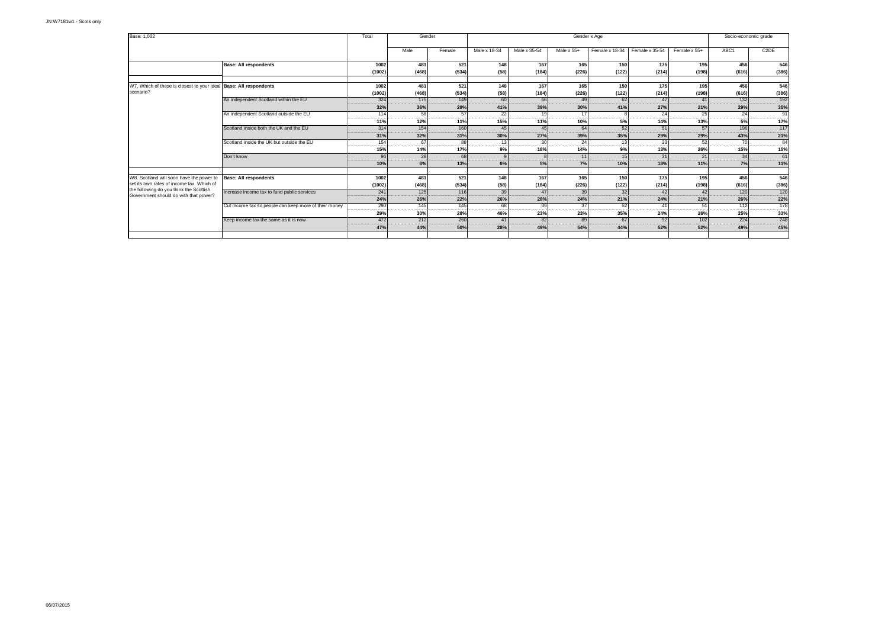JN:W7181w1 - Scots only

| Base: 1,002 | | Total | Gender | | Gender x Age | | | | | | Socio-economic grade | |
|---|---|---|---|---|---|---|---|---|---|---|---|---|
| | | | Male | Female | Male x 18-34 | Male x 35-54 | Male x 55+ | Female x 18-34 | Female x 35-54 | Female x 55+ | ABC1 | C2DE |
| | **Base: All respondents** | **1002** | **481** | **521** | **148** | **167** | **165** | **150** | **175** | **195** | **456** | **546** |
| | | **(1002)** | **(468)** | **(534)** | **(58)** | **(184)** | **(226)** | **(122)** | **(214)** | **(198)** | **(616)** | **(386)** |
| W7. Which of these is closest to your ideal scenario? | **Base: All respondents** | **1002** | **481** | **521** | **148** | **167** | **165** | **150** | **175** | **195** | **456** | **546** |
| | | **(1002)** | **(468)** | **(534)** | **(58)** | **(184)** | **(226)** | **(122)** | **(214)** | **(198)** | **(616)** | **(386)** |
| | An independent Scotland within the EU | 324 | 175 | 149 | 60 | 66 | 49 | 62 | 47 | 41 | 132 | 192 |
| | | **32%** | **36%** | **29%** | **41%** | **39%** | **30%** | **41%** | **27%** | **21%** | **29%** | **35%** |
| | An independent Scotland outside the EU | 114 | 58 | 57 | 22 | 19 | 17 | 8 | 24 | 25 | 24 | 91 |
| | | **11%** | **12%** | **11%** | **15%** | **11%** | **10%** | **5%** | **14%** | **13%** | **5%** | **17%** |
| | Scotland inside both the UK and the EU | 314 | 154 | 160 | 45 | 45 | 64 | 52 | 51 | 57 | 196 | 117 |
| | | **31%** | **32%** | **31%** | **30%** | **27%** | **39%** | **35%** | **29%** | **29%** | **43%** | **21%** |
| | Scotland inside the UK but outside the EU | 154 | 67 | 88 | 13 | 30 | 24 | 13 | 23 | 52 | 70 | 84 |
| | | **15%** | **14%** | **17%** | **9%** | **18%** | **14%** | **9%** | **13%** | **26%** | **15%** | **15%** |
| | Don't know | 96 | 28 | 68 | 9 | 8 | 11 | 15 | 31 | 21 | 34 | 61 |
| | | **10%** | **6%** | **13%** | **6%** | **5%** | **7%** | **10%** | **18%** | **11%** | **7%** | **11%** |
| W8. Scotland will soon have the power to set its own rates of income tax. Which of the following do you think the Scottish Government should do with that power? | **Base: All respondents** | **1002** | **481** | **521** | **148** | **167** | **165** | **150** | **175** | **195** | **456** | **546** |
| | | **(1002)** | **(468)** | **(534)** | **(58)** | **(184)** | **(226)** | **(122)** | **(214)** | **(198)** | **(616)** | **(386)** |
| | Increase income tax to fund public services | 241 | 125 | 116 | 39 | 47 | 39 | 32 | 42 | 42 | 120 | 120 |
| | | **24%** | **26%** | **22%** | **26%** | **28%** | **24%** | **21%** | **24%** | **21%** | **26%** | **22%** |
| | Cut income tax so people can keep more of their money | 290 | 145 | 145 | 68 | 39 | 37 | 52 | 41 | 51 | 112 | 178 |
| | | **29%** | **30%** | **28%** | **46%** | **23%** | **23%** | **35%** | **24%** | **26%** | **25%** | **33%** |
| | Keep income tax the same as it is now | 472 | 212 | 260 | 41 | 82 | 89 | 67 | 92 | 102 | 224 | 248 |
| | | **47%** | **44%** | **50%** | **28%** | **49%** | **54%** | **44%** | **52%** | **52%** | **49%** | **45%** |

06/07/2015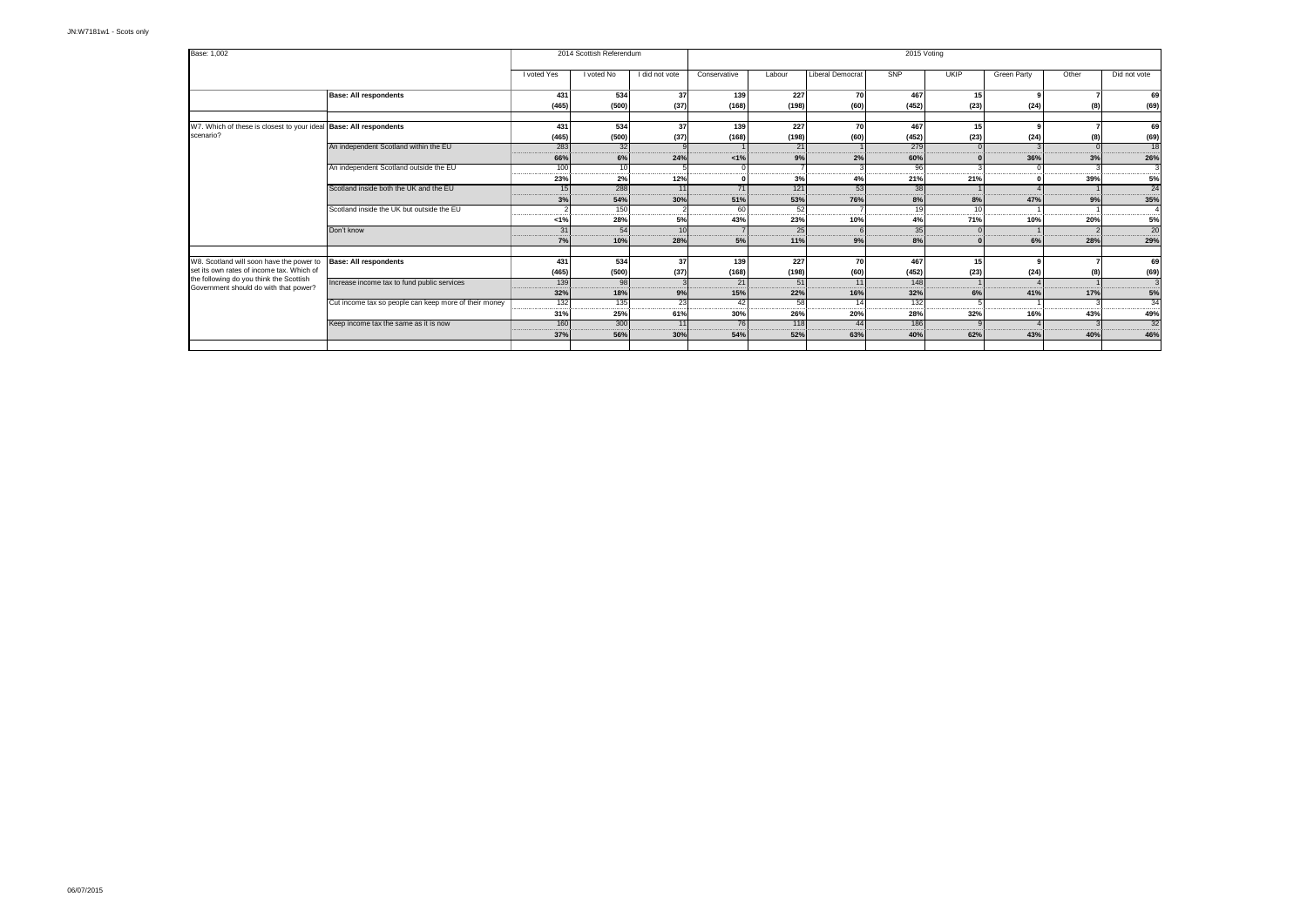JN:W7181w1 - Scots only

| Base: 1,002 | | 2014 Scottish Referendum | | | 2015 Voting | | | | | | | |
|---|---|---|---|---|---|---|---|---|---|---|---|---|
| | | I voted Yes | I voted No | I did not vote | Conservative | Labour | Liberal Democrat | SNP | UKIP | Green Party | Other | Did not vote |
| | **Base: All respondents** | **431** | **534** | **37** | **139** | **227** | **70** | **467** | **15** | **9** | **7** | **69** |
| | | **(465)** | **(500)** | **(37)** | **(168)** | **(198)** | **(60)** | **(452)** | **(23)** | **(24)** | **(8)** | **(69)** |
| W7. Which of these is closest to your ideal scenario? | **Base: All respondents** | **431** | **534** | **37** | **139** | **227** | **70** | **467** | **15** | **9** | **7** | **69** |
| | | **(465)** | **(500)** | **(37)** | **(168)** | **(198)** | **(60)** | **(452)** | **(23)** | **(24)** | **(8)** | **(69)** |
| | An independent Scotland within the EU | 283 | 32 | 9 | 1 | 21 | 1 | 279 | 0 | 3 | 0 | 18 |
| | | **66%** | **6%** | **24%** | **<1%** | **9%** | **2%** | **60%** | **0** | **36%** | **3%** | **26%** |
| | An independent Scotland outside the EU | 100 | 10 | 5 | 0 | 7 | 3 | 96 | 3 | 0 | 3 | 3 |
| | | **23%** | **2%** | **12%** | **0** | **3%** | **4%** | **21%** | **21%** | **0** | **39%** | **5%** |
| | Scotland inside both the UK and the EU | 15 | 288 | 11 | 71 | 121 | 53 | 38 | 1 | 4 | 1 | 24 |
| | | **3%** | **54%** | **30%** | **51%** | **53%** | **76%** | **8%** | **8%** | **47%** | **9%** | **35%** |
| | Scotland inside the UK but outside the EU | 2 | 150 | 2 | 60 | 52 | 7 | 19 | 10 | 1 | 1 | 4 |
| | | **<1%** | **28%** | **5%** | **43%** | **23%** | **10%** | **4%** | **71%** | **10%** | **20%** | **5%** |
| | Don't know | 31 | 54 | 10 | 7 | 25 | 6 | 35 | 0 | 1 | 2 | 20 |
| | | **7%** | **10%** | **28%** | **5%** | **11%** | **9%** | **8%** | **0** | **6%** | **28%** | **29%** |
| W8. Scotland will soon have the power to set its own rates of income tax. Which of the following do you think the Scottish Government should do with that power? | **Base: All respondents** | **431** | **534** | **37** | **139** | **227** | **70** | **467** | **15** | **9** | **7** | **69** |
| | | **(465)** | **(500)** | **(37)** | **(168)** | **(198)** | **(60)** | **(452)** | **(23)** | **(24)** | **(8)** | **(69)** |
| | Increase income tax to fund public services | 139 | 98 | 3 | 21 | 51 | 11 | 148 | 1 | 4 | 1 | 3 |
| | | **32%** | **18%** | **9%** | **15%** | **22%** | **16%** | **32%** | **6%** | **41%** | **17%** | **5%** |
| | Cut income tax so people can keep more of their money | 132 | 135 | 23 | 42 | 58 | 14 | 132 | 5 | 1 | 3 | 34 |
| | | **31%** | **25%** | **61%** | **30%** | **26%** | **20%** | **28%** | **32%** | **16%** | **43%** | **49%** |
| | Keep income tax the same as it is now | 160 | 300 | 11 | 76 | 118 | 44 | 186 | 9 | 4 | 3 | 32 |
| | | **37%** | **56%** | **30%** | **54%** | **52%** | **63%** | **40%** | **62%** | **43%** | **40%** | **46%** |

06/07/2015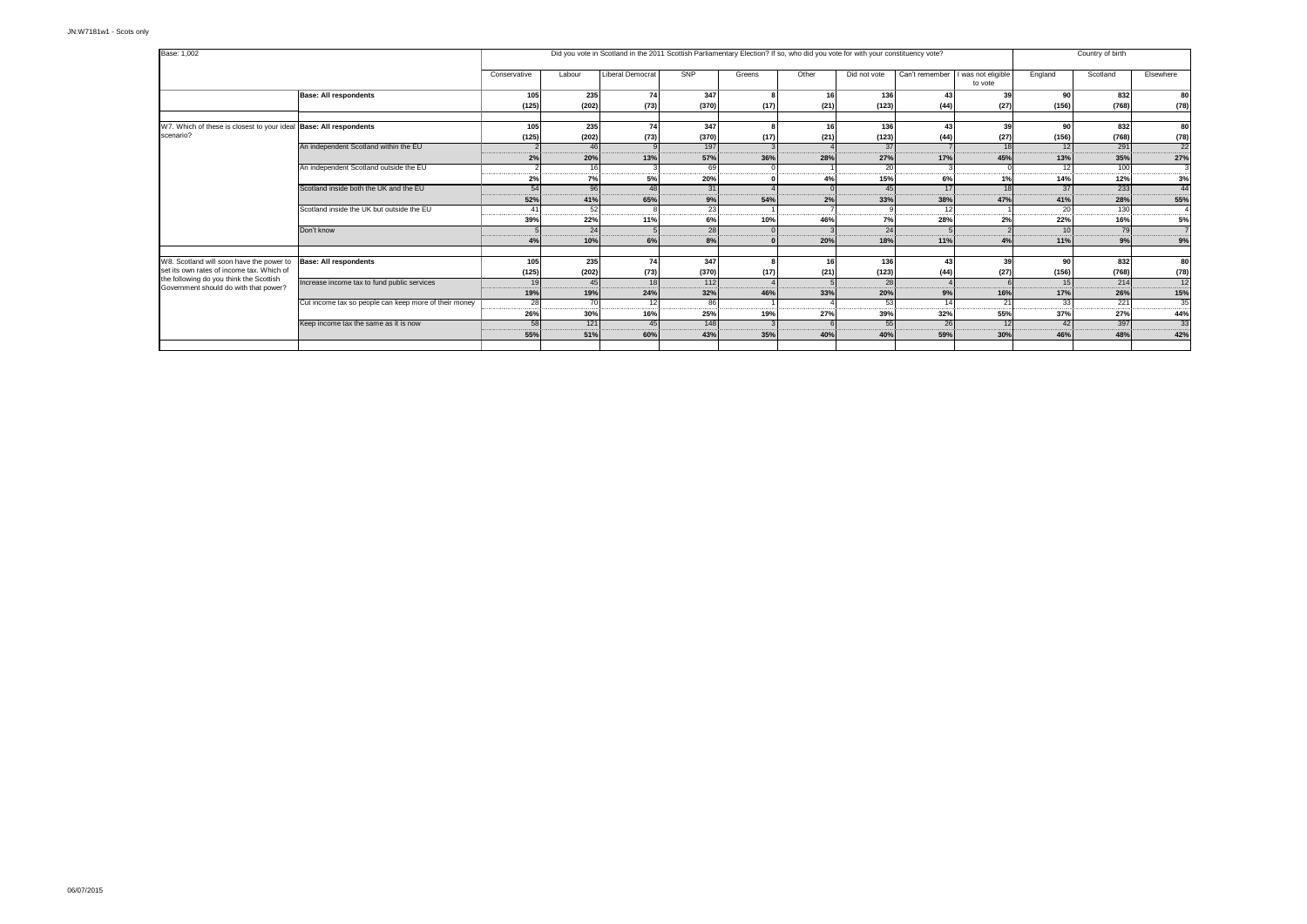JN:W7181w1 - Scots only

| Base: 1,002 | | Did you vote in Scotland in the 2011 Scottish Parliamentary Election? If so, who did you vote for with your constituency vote? | | | | | | | | | Country of birth | | |
|---|---|---|---|---|---|---|---|---|---|---|---|---|---|
| | | Conservative | Labour | Liberal Democrat | SNP | Greens | Other | Did not vote | Can't remember | I was not eligible to vote | England | Scotland | Elsewhere |
| | **Base: All respondents** | **105** | **235** | **74** | **347** | **8** | **16** | **136** | **43** | **39** | **90** | **832** | **80** |
| | | **(125)** | **(202)** | **(73)** | **(370)** | **(17)** | **(21)** | **(123)** | **(44)** | **(27)** | **(156)** | **(768)** | **(78)** |
| W7. Which of these is closest to your ideal scenario? | **Base: All respondents** | **105** | **235** | **74** | **347** | **8** | **16** | **136** | **43** | **39** | **90** | **832** | **80** |
| | | **(125)** | **(202)** | **(73)** | **(370)** | **(17)** | **(21)** | **(123)** | **(44)** | **(27)** | **(156)** | **(768)** | **(78)** |
| | An independent Scotland within the EU | 2 | 46 | 9 | 197 | 3 | 4 | 37 | 7 | 18 | 12 | 291 | 22 |
| | | **2%** | **20%** | **13%** | **57%** | **36%** | **28%** | **27%** | **17%** | **45%** | **13%** | **35%** | **27%** |
| | An independent Scotland outside the EU | 2 | 16 | 3 | 69 | 0 | 1 | 20 | 3 | 0 | 12 | 100 | 3 |
| | | **2%** | **7%** | **5%** | **20%** | **0** | **4%** | **15%** | **6%** | **1%** | **14%** | **12%** | **3%** |
| | Scotland inside both the UK and the EU | 54 | 96 | 48 | 31 | 4 | 0 | 45 | 17 | 18 | 37 | 233 | 44 |
| | | **52%** | **41%** | **65%** | **9%** | **54%** | **2%** | **33%** | **38%** | **47%** | **41%** | **28%** | **55%** |
| | Scotland inside the UK but outside the EU | 41 | 52 | 8 | 23 | 1 | 7 | 9 | 12 | 1 | 20 | 130 | 4 |
| | | **39%** | **22%** | **11%** | **6%** | **10%** | **46%** | **7%** | **28%** | **2%** | **22%** | **16%** | **5%** |
| | Don't know | 5 | 24 | 5 | 28 | 0 | 3 | 24 | 5 | 2 | 10 | 79 | 7 |
| | | **4%** | **10%** | **6%** | **8%** | **0** | **20%** | **18%** | **11%** | **4%** | **11%** | **9%** | **9%** |
| W8. Scotland will soon have the power to set its own rates of income tax. Which of the following do you think the Scottish Government should do with that power? | **Base: All respondents** | **105** | **235** | **74** | **347** | **8** | **16** | **136** | **43** | **39** | **90** | **832** | **80** |
| | | **(125)** | **(202)** | **(73)** | **(370)** | **(17)** | **(21)** | **(123)** | **(44)** | **(27)** | **(156)** | **(768)** | **(78)** |
| | Increase income tax to fund public services | 19 | 45 | 18 | 112 | 4 | 5 | 28 | 4 | 6 | 15 | 214 | 12 |
| | | **19%** | **19%** | **24%** | **32%** | **46%** | **33%** | **20%** | **9%** | **16%** | **17%** | **26%** | **15%** |
| | Cut income tax so people can keep more of their money | 28 | 70 | 12 | 86 | 1 | 4 | 53 | 14 | 21 | 33 | 221 | 35 |
| | | **26%** | **30%** | **16%** | **25%** | **19%** | **27%** | **39%** | **32%** | **55%** | **37%** | **27%** | **44%** |
| | Keep income tax the same as it is now | 58 | 121 | 45 | 148 | 3 | 6 | 55 | 26 | 12 | 42 | 397 | 33 |
| | | **55%** | **51%** | **60%** | **43%** | **35%** | **40%** | **40%** | **59%** | **30%** | **46%** | **48%** | **42%** |

06/07/2015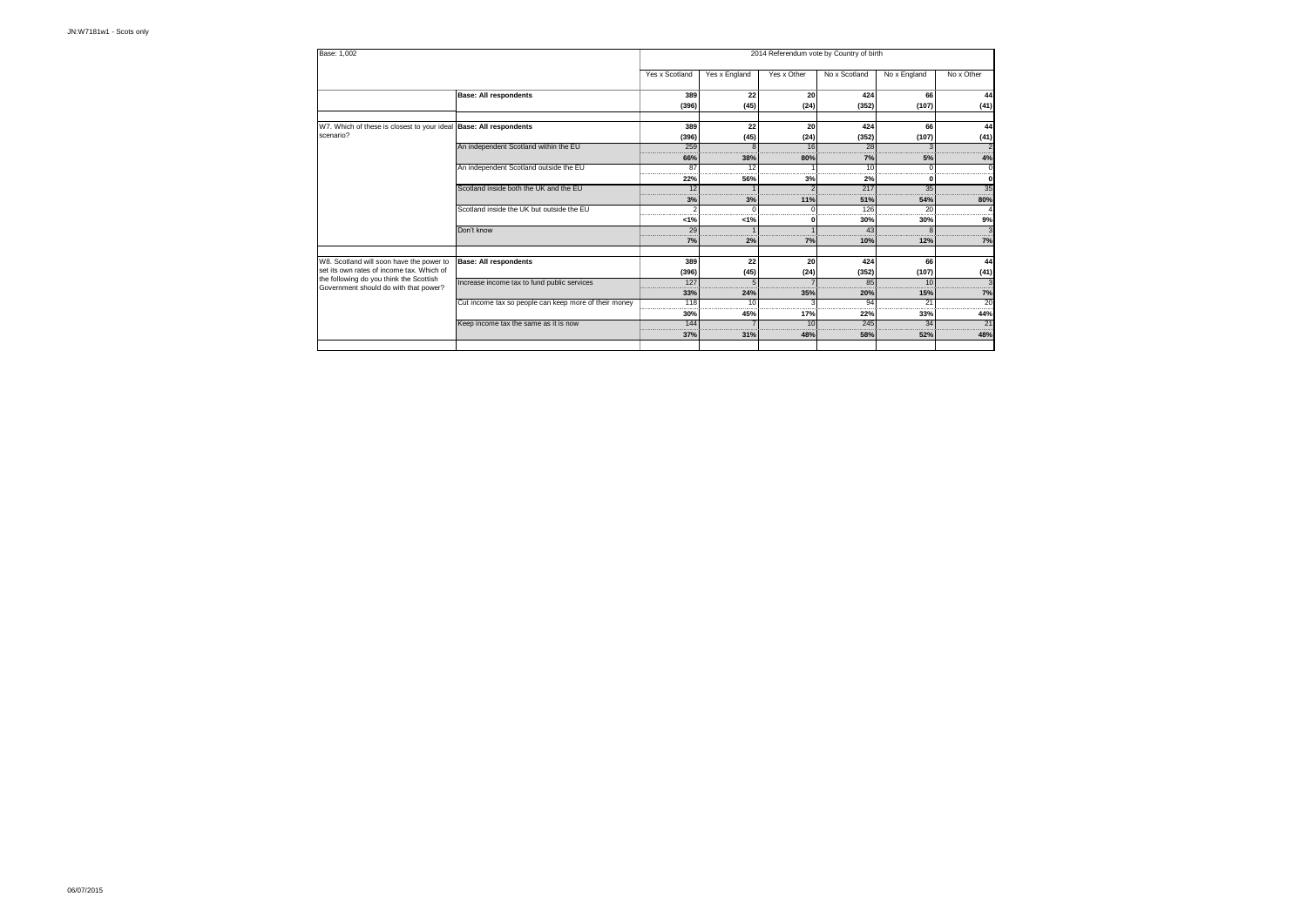JN:W7181w1 - Scots only

| Base: 1,002 | | 2014 Referendum vote by Country of birth | | | | | |
|---|---|---|---|---|---|---|---|
| | | Yes x Scotland | Yes x England | Yes x Other | No x Scotland | No x England | No x Other |
| | **Base: All respondents** | **389** | **22** | **20** | **424** | **66** | **44** |
| | | **(396)** | **(45)** | **(24)** | **(352)** | **(107)** | **(41)** |
| W7. Which of these is closest to your ideal scenario? | **Base: All respondents** | **389** | **22** | **20** | **424** | **66** | **44** |
| | | **(396)** | **(45)** | **(24)** | **(352)** | **(107)** | **(41)** |
| | An independent Scotland within the EU | 259 | 8 | 16 | 28 | 3 | 2 |
| | | **66%** | **38%** | **80%** | **7%** | **5%** | **4%** |
| | An independent Scotland outside the EU | 87 | 12 | 1 | 10 | 0 | 0 |
| | | **22%** | **56%** | **3%** | **2%** | **0** | **0** |
| | Scotland inside both the UK and the EU | 12 | 1 | 2 | 217 | 35 | 35 |
| | | **3%** | **3%** | **11%** | **51%** | **54%** | **80%** |
| | Scotland inside the UK but outside the EU | 2 | 0 | 0 | 126 | 20 | 4 |
| | | **<1%** | **<1%** | **0** | **30%** | **30%** | **9%** |
| | Don't know | 29 | 1 | 1 | 43 | 8 | 3 |
| | | **7%** | **2%** | **7%** | **10%** | **12%** | **7%** |
| W8. Scotland will soon have the power to set its own rates of income tax. Which of the following do you think the Scottish Government should do with that power? | **Base: All respondents** | **389** | **22** | **20** | **424** | **66** | **44** |
| | | **(396)** | **(45)** | **(24)** | **(352)** | **(107)** | **(41)** |
| | Increase income tax to fund public services | 127 | 5 | 7 | 85 | 10 | 3 |
| | | **33%** | **24%** | **35%** | **20%** | **15%** | **7%** |
| | Cut income tax so people can keep more of their money | 118 | 10 | 3 | 94 | 21 | 20 |
| | | **30%** | **45%** | **17%** | **22%** | **33%** | **44%** |
| | Keep income tax the same as it is now | 144 | 7 | 10 | 245 | 34 | 21 |
| | | **37%** | **31%** | **48%** | **58%** | **52%** | **48%** |

06/07/2015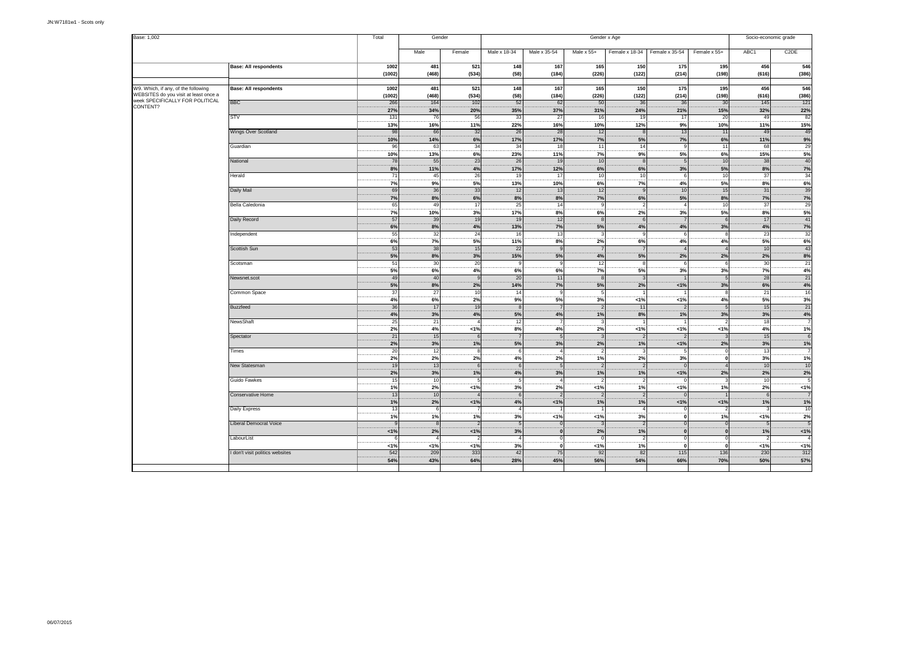JN:W7181w1 - Scots only

| Base: 1,002 | | Total | Gender | | Gender x Age | | | | | | Socio-economic grade | |
|---|---|---|---|---|---|---|---|---|---|---|---|---|
| | | | Male | Female | Male x 18-34 | Male x 35-54 | Male x 55+ | Female x 18-34 | Female x 35-54 | Female x 55+ | ABC1 | C2DE |
| | **Base: All respondents** | **1002** | **481** | **521** | **148** | **167** | **165** | **150** | **175** | **195** | **456** | **546** |
| | | **(1002)** | **(468)** | **(534)** | **(58)** | **(184)** | **(226)** | **(122)** | **(214)** | **(198)** | **(616)** | **(386)** |
| W9. Which, if any, of the following WEBSITES do you visit at least once a week SPECIFICALLY FOR POLITICAL CONTENT? | **Base: All respondents** | **1002** | **481** | **521** | **148** | **167** | **165** | **150** | **175** | **195** | **456** | **546** |
| | | **(1002)** | **(468)** | **(534)** | **(58)** | **(184)** | **(226)** | **(122)** | **(214)** | **(198)** | **(616)** | **(386)** |
| | BBC | 266 | 164 | 102 | 52 | 62 | 50 | 36 | 36 | 30 | 145 | 121 |
| | | **27%** | **34%** | **20%** | **35%** | **37%** | **31%** | **24%** | **21%** | **15%** | **32%** | **22%** |
| | STV | 131 | 76 | 56 | 33 | 27 | 16 | 19 | 17 | 20 | 49 | 82 |
| | | **13%** | **16%** | **11%** | **22%** | **16%** | **10%** | **12%** | **9%** | **10%** | **11%** | **15%** |
| | Wings Over Scotland | 98 | 66 | 32 | 26 | 28 | 12 | 8 | 13 | 11 | 49 | 49 |
| | | **10%** | **14%** | **6%** | **17%** | **17%** | **7%** | **5%** | **7%** | **6%** | **11%** | **9%** |
| | Guardian | 96 | 63 | 34 | 34 | 18 | 11 | 14 | 9 | 11 | 68 | 29 |
| | | **10%** | **13%** | **6%** | **23%** | **11%** | **7%** | **9%** | **5%** | **6%** | **15%** | **5%** |
| | National | 78 | 55 | 23 | 26 | 19 | 10 | 8 | 5 | 10 | 38 | 40 |
| | | **8%** | **11%** | **4%** | **17%** | **12%** | **6%** | **6%** | **3%** | **5%** | **8%** | **7%** |
| | Herald | 71 | 45 | 26 | 19 | 17 | 10 | 10 | 6 | 10 | 37 | 34 |
| | | **7%** | **9%** | **5%** | **13%** | **10%** | **6%** | **7%** | **4%** | **5%** | **8%** | **6%** |
| | Daily Mail | 69 | 36 | 33 | 12 | 13 | 12 | 9 | 10 | 15 | 31 | 39 |
| | | **7%** | **8%** | **6%** | **8%** | **8%** | **7%** | **6%** | **5%** | **8%** | **7%** | **7%** |
| | Bella Caledonia | 65 | 49 | 17 | 25 | 14 | 9 | 2 | 4 | 10 | 37 | 29 |
| | | **7%** | **10%** | **3%** | **17%** | **8%** | **6%** | **2%** | **3%** | **5%** | **8%** | **5%** |
| | Daily Record | 57 | 39 | 19 | 19 | 12 | 8 | 6 | 7 | 6 | 17 | 41 |
| | | **6%** | **8%** | **4%** | **13%** | **7%** | **5%** | **4%** | **4%** | **3%** | **4%** | **7%** |
| | Independent | 55 | 32 | 24 | 16 | 13 | 3 | 9 | 6 | 8 | 23 | 32 |
| | | **6%** | **7%** | **5%** | **11%** | **8%** | **2%** | **6%** | **4%** | **4%** | **5%** | **6%** |
| | Scottish Sun | 53 | 38 | 15 | 22 | 9 | 7 | 7 | 4 | 4 | 10 | 43 |
| | | **5%** | **8%** | **3%** | **15%** | **5%** | **4%** | **5%** | **2%** | **2%** | **2%** | **8%** |
| | Scotsman | 51 | 30 | 20 | 9 | 9 | 12 | 8 | 6 | 6 | 30 | 21 |
| | | **5%** | **6%** | **4%** | **6%** | **6%** | **7%** | **5%** | **3%** | **3%** | **7%** | **4%** |
| | Newsnet.scot | 49 | 40 | 9 | 20 | 11 | 8 | 3 | 1 | 5 | 28 | 21 |
| | | **5%** | **8%** | **2%** | **14%** | **7%** | **5%** | **2%** | **<1%** | **3%** | **6%** | **4%** |
| | Common Space | 37 | 27 | 10 | 14 | 9 | 5 | 1 | 1 | 8 | 21 | 16 |
| | | **4%** | **6%** | **2%** | **9%** | **5%** | **3%** | **<1%** | **<1%** | **4%** | **5%** | **3%** |
| | Buzzfeed | 36 | 17 | 19 | 8 | 7 | 2 | 11 | 2 | 5 | 15 | 21 |
| | | **4%** | **3%** | **4%** | **5%** | **4%** | **1%** | **8%** | **1%** | **3%** | **3%** | **4%** |
| | NewsShaft | 25 | 21 | 4 | 12 | 7 | 3 | 1 | 1 | 2 | 18 | 7 |
| | | **2%** | **4%** | **<1%** | **8%** | **4%** | **2%** | **<1%** | **<1%** | **<1%** | **4%** | **1%** |
| | Spectator | 21 | 15 | 6 | 7 | 5 | 3 | 2 | 2 | 3 | 15 | 6 |
| | | **2%** | **3%** | **1%** | **5%** | **3%** | **2%** | **1%** | **<1%** | **2%** | **3%** | **1%** |
| | Times | 20 | 12 | 8 | 6 | 4 | 2 | 3 | 5 | 0 | 13 | 7 |
| | | **2%** | **2%** | **2%** | **4%** | **2%** | **1%** | **2%** | **3%** | **0** | **3%** | **1%** |
| | New Statesman | 19 | 13 | 6 | 6 | 5 | 2 | 2 | 0 | 4 | 10 | 10 |
| | | **2%** | **3%** | **1%** | **4%** | **3%** | **1%** | **1%** | **<1%** | **2%** | **2%** | **2%** |
| | Guido Fawkes | 15 | 10 | 5 | 5 | 4 | 2 | 2 | 0 | 3 | 10 | 5 |
| | | **1%** | **2%** | **<1%** | **3%** | **2%** | **<1%** | **1%** | **<1%** | **1%** | **2%** | **<1%** |
| | Conservative Home | 13 | 10 | 4 | 6 | 2 | 2 | 2 | 0 | 1 | 6 | 7 |
| | | **1%** | **2%** | **<1%** | **4%** | **<1%** | **1%** | **1%** | **<1%** | **<1%** | **1%** | **1%** |
| | Daily Express | 13 | 6 | 7 | 4 | 1 | 1 | 4 | 0 | 2 | 3 | 10 |
| | | **1%** | **1%** | **1%** | **3%** | **<1%** | **<1%** | **3%** | **0** | **1%** | **<1%** | **2%** |
| | Liberal Democrat Voice | 9 | 8 | 2 | 5 | 0 | 3 | 2 | 0 | 0 | 5 | 5 |
| | | **<1%** | **2%** | **<1%** | **3%** | **0** | **2%** | **1%** | **0** | **0** | **1%** | **<1%** |
| | LabourList | 6 | 4 | 2 | 4 | 0 | 0 | 2 | 0 | 0 | 2 | 4 |
| | | **<1%** | **<1%** | **<1%** | **3%** | **0** | **<1%** | **1%** | **0** | **0** | **<1%** | **<1%** |
| | I don't visit politics websites | 542 | 209 | 333 | 42 | 75 | 92 | 82 | 115 | 136 | 230 | 312 |
| | | **54%** | **43%** | **64%** | **28%** | **45%** | **56%** | **54%** | **66%** | **70%** | **50%** | **57%** |

06/07/2015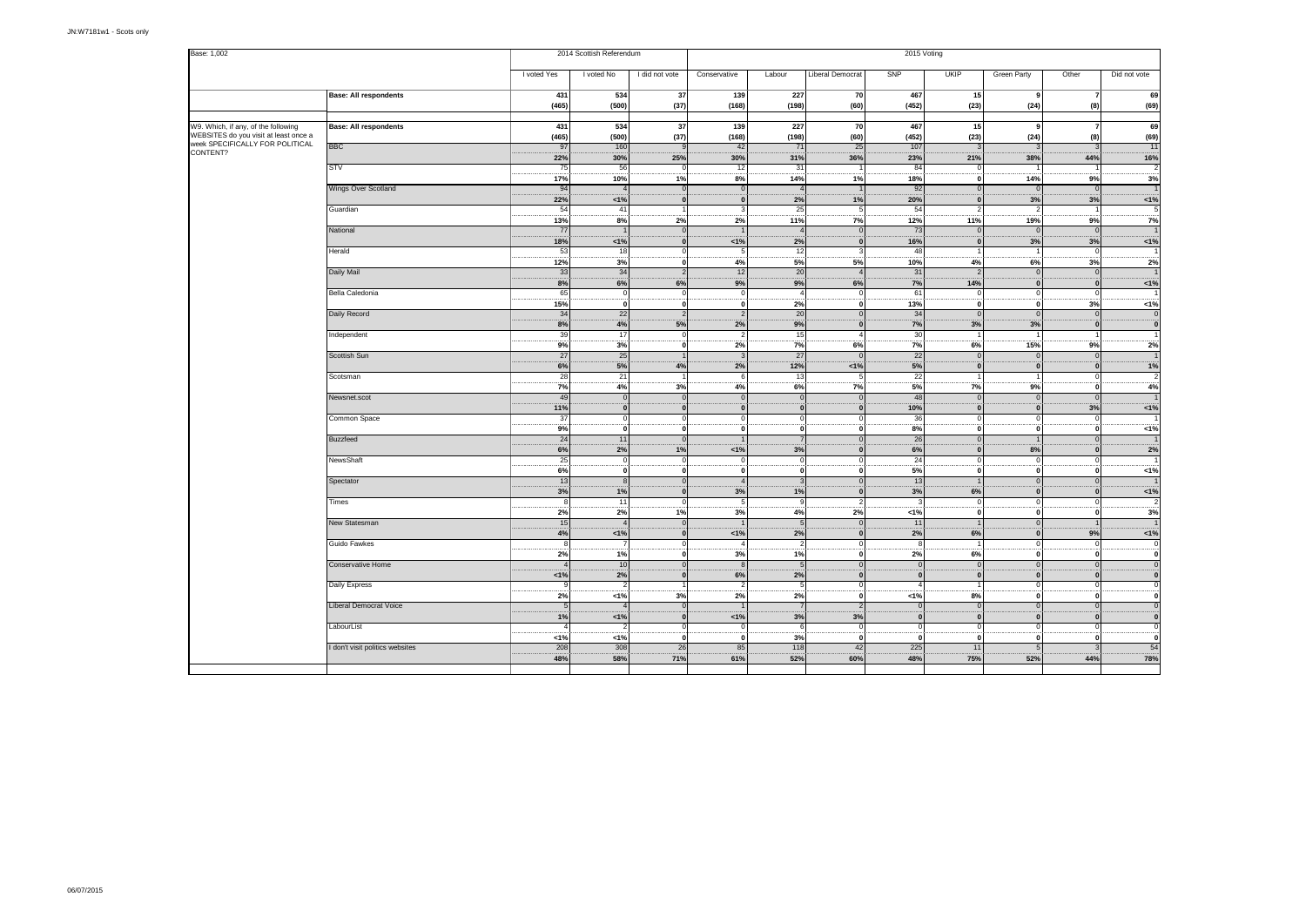Base: 1,002

| | | 2014 Scottish Referendum | | | 2015 Voting | | | | | | | |
|---|---|---|---|---|---|---|---|---|---|---|---|---|
| | | I voted Yes | I voted No | I did not vote | Conservative | Labour | Liberal Democrat | SNP | UKIP | Green Party | Other | Did not vote |
| | **Base: All respondents** | **431** | **534** | **37** | **139** | **227** | **70** | **467** | **15** | **9** | **7** | **69** |
| | | **(465)** | **(500)** | **(37)** | **(168)** | **(198)** | **(60)** | **(452)** | **(23)** | **(24)** | **(8)** | **(69)** |
| W9. Which, if any, of the following WEBSITES do you visit at least once a week SPECIFICALLY FOR POLITICAL CONTENT? | **Base: All respondents** | **431** | **534** | **37** | **139** | **227** | **70** | **467** | **15** | **9** | **7** | **69** |
| | | **(465)** | **(500)** | **(37)** | **(168)** | **(198)** | **(60)** | **(452)** | **(23)** | **(24)** | **(8)** | **(69)** |
| | BBC | 97 | 160 | 9 | 42 | 71 | 25 | 107 | 3 | 3 | 3 | 11 |
| | | **22%** | **30%** | **25%** | **30%** | **31%** | **36%** | **23%** | **21%** | **38%** | **44%** | **16%** |
| | STV | 75 | 56 | 0 | 12 | 31 | 1 | 84 | 0 | 1 | 1 | 2 |
| | | **17%** | **10%** | **1%** | **8%** | **14%** | **1%** | **18%** | **0** | **14%** | **9%** | **3%** |
| | Wings Over Scotland | 94 | 4 | 0 | 0 | 4 | 1 | 92 | 0 | 0 | 0 | 1 |
| | | **22%** | **<1%** | **0** | **0** | **2%** | **1%** | **20%** | **0** | **3%** | **3%** | **<1%** |
| | Guardian | 54 | 41 | 1 | 3 | 25 | 5 | 54 | 2 | 2 | 1 | 5 |
| | | **13%** | **8%** | **2%** | **2%** | **11%** | **7%** | **12%** | **11%** | **19%** | **9%** | **7%** |
| | National | 77 | 1 | 0 | 1 | 4 | 0 | 73 | 0 | 0 | 0 | 1 |
| | | **18%** | **<1%** | **0** | **<1%** | **2%** | **0** | **16%** | **0** | **3%** | **3%** | **<1%** |
| | Herald | 53 | 18 | 0 | 5 | 12 | 3 | 48 | 1 | 1 | 0 | 1 |
| | | **12%** | **3%** | **0** | **4%** | **5%** | **5%** | **10%** | **4%** | **6%** | **3%** | **2%** |
| | Daily Mail | 33 | 34 | 2 | 12 | 20 | 4 | 31 | 2 | 0 | 0 | 1 |
| | | **8%** | **6%** | **6%** | **9%** | **9%** | **6%** | **7%** | **14%** | **0** | **0** | **<1%** |
| | Bella Caledonia | 65 | 0 | 0 | 0 | 4 | 0 | 61 | 0 | 0 | 0 | 1 |
| | | **15%** | **0** | **0** | **0** | **2%** | **0** | **13%** | **0** | **0** | **3%** | **<1%** |
| | Daily Record | 34 | 22 | 2 | 2 | 20 | 0 | 34 | 0 | 0 | 0 | 0 |
| | | **8%** | **4%** | **5%** | **2%** | **9%** | **0** | **7%** | **3%** | **3%** | **0** | **0** |
| | Independent | 39 | 17 | 0 | 2 | 15 | 4 | 30 | 1 | 1 | 1 | 1 |
| | | **9%** | **3%** | **0** | **2%** | **7%** | **6%** | **7%** | **6%** | **15%** | **9%** | **2%** |
| | Scottish Sun | 27 | 25 | 1 | 3 | 27 | 0 | 22 | 0 | 0 | 0 | 1 |
| | | **6%** | **5%** | **4%** | **2%** | **12%** | **<1%** | **5%** | **0** | **0** | **0** | **1%** |
| | Scotsman | 28 | 21 | 1 | 6 | 13 | 5 | 22 | 1 | 1 | 0 | 2 |
| | | **7%** | **4%** | **3%** | **4%** | **6%** | **7%** | **5%** | **7%** | **9%** | **0** | **4%** |
| | Newsnet.scot | 49 | 0 | 0 | 0 | 0 | 0 | 48 | 0 | 0 | 0 | 1 |
| | | **11%** | **0** | **0** | **0** | **0** | **0** | **10%** | **0** | **0** | **3%** | **<1%** |
| | Common Space | 37 | 0 | 0 | 0 | 0 | 0 | 36 | 0 | 0 | 0 | 1 |
| | | **9%** | **0** | **0** | **0** | **0** | **0** | **8%** | **0** | **0** | **0** | **<1%** |
| | Buzzfeed | 24 | 11 | 0 | 1 | 7 | 0 | 26 | 0 | 1 | 0 | 1 |
| | | **6%** | **2%** | **1%** | **<1%** | **3%** | **0** | **6%** | **0** | **8%** | **0** | **2%** |
| | NewsShaft | 25 | 0 | 0 | 0 | 0 | 0 | 24 | 0 | 0 | 0 | 1 |
| | | **6%** | **0** | **0** | **0** | **0** | **0** | **5%** | **0** | **0** | **0** | **<1%** |
| | Spectator | 13 | 8 | 0 | 4 | 3 | 0 | 13 | 1 | 0 | 0 | 1 |
| | | **3%** | **1%** | **0** | **3%** | **1%** | **0** | **3%** | **6%** | **0** | **0** | **<1%** |
| | Times | 8 | 11 | 0 | 5 | 9 | 2 | 3 | 0 | 0 | 0 | 2 |
| | | **2%** | **2%** | **1%** | **3%** | **4%** | **2%** | **<1%** | **0** | **0** | **0** | **3%** |
| | New Statesman | 15 | 4 | 0 | 1 | 5 | 0 | 11 | 1 | 0 | 1 | 1 |
| | | **4%** | **<1%** | **0** | **<1%** | **2%** | **0** | **2%** | **6%** | **0** | **9%** | **<1%** |
| | Guido Fawkes | 8 | 7 | 0 | 4 | 2 | 0 | 8 | 1 | 0 | 0 | 0 |
| | | **2%** | **1%** | **0** | **3%** | **1%** | **0** | **2%** | **6%** | **0** | **0** | **0** |
| | Conservative Home | 4 | 10 | 0 | 8 | 5 | 0 | 0 | 0 | 0 | 0 | 0 |
| | | **<1%** | **2%** | **0** | **6%** | **2%** | **0** | **0** | **0** | **0** | **0** | **0** |
| | Daily Express | 9 | 2 | 1 | 2 | 5 | 0 | 4 | 1 | 0 | 0 | 0 |
| | | **2%** | **<1%** | **3%** | **2%** | **2%** | **0** | **<1%** | **8%** | **0** | **0** | **0** |
| | Liberal Democrat Voice | 5 | 4 | 0 | 1 | 7 | 2 | 0 | 0 | 0 | 0 | 0 |
| | | **1%** | **<1%** | **0** | **<1%** | **3%** | **3%** | **0** | **0** | **0** | **0** | **0** |
| | LabourList | 4 | 2 | 0 | 0 | 6 | 0 | 0 | 0 | 0 | 0 | 0 |
| | | **<1%** | **<1%** | **0** | **0** | **3%** | **0** | **0** | **0** | **0** | **0** | **0** |
| | I don't visit politics websites | 208 | 308 | 26 | 85 | 118 | 42 | 225 | 11 | 5 | 3 | 54 |
| | | **48%** | **58%** | **71%** | **61%** | **52%** | **60%** | **48%** | **75%** | **52%** | **44%** | **78%** |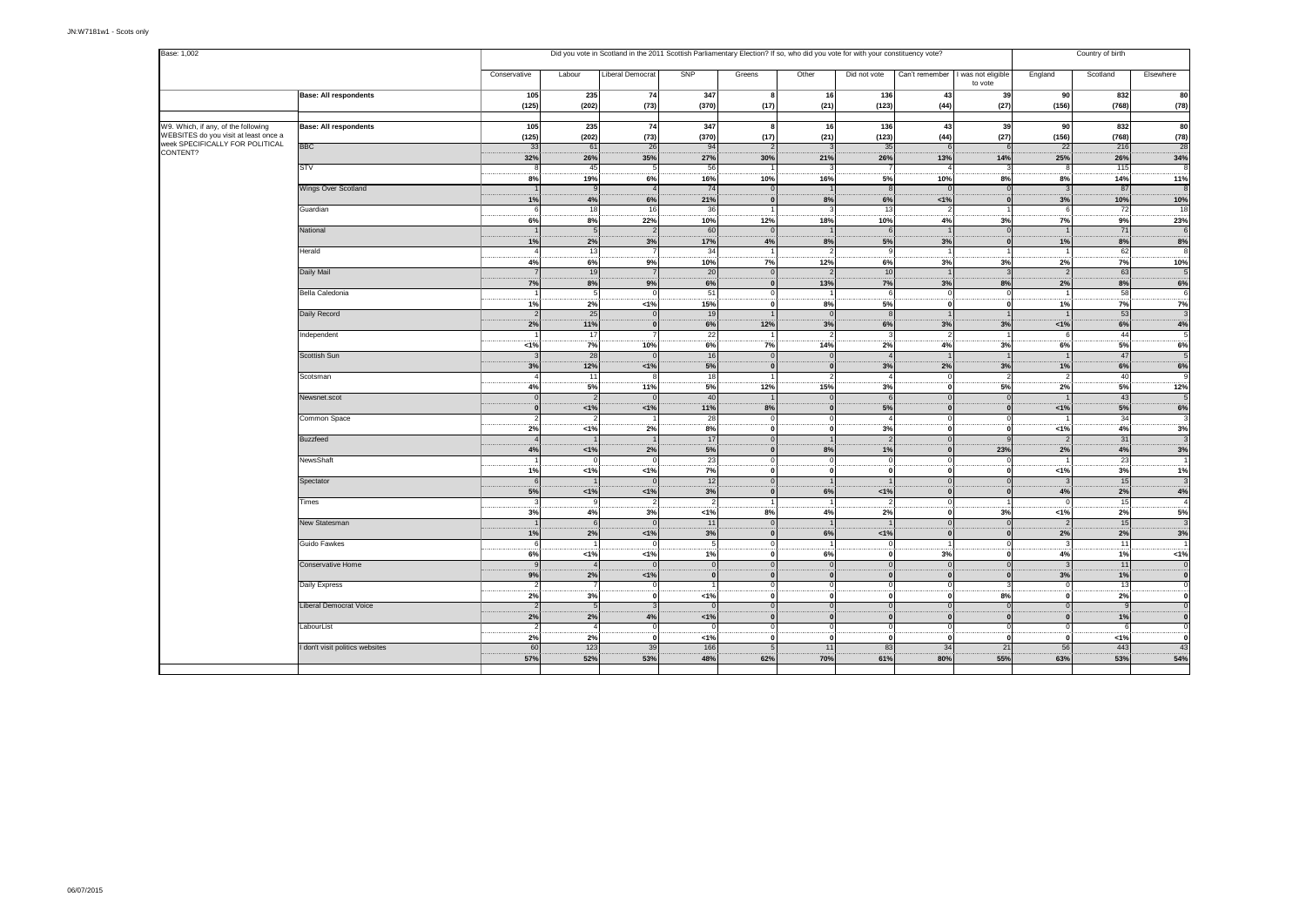JN:W7181w1 - Scots only

| Base: 1,002 | | Did you vote in Scotland in the 2011 Scottish Parliamentary Election? If so, who did you vote for with your constituency vote? | | | | | | | | | Country of birth | | |
|---|---|---|---|---|---|---|---|---|---|---|---|---|---|
| | | Conservative | Labour | Liberal Democrat | SNP | Greens | Other | Did not vote | Can't remember | I was not eligible to vote | England | Scotland | Elsewhere |
| | **Base: All respondents** | **105** | **235** | **74** | **347** | **8** | **16** | **136** | **43** | **39** | **90** | **832** | **80** |
| | | **(125)** | **(202)** | **(73)** | **(370)** | **(17)** | **(21)** | **(123)** | **(44)** | **(27)** | **(156)** | **(768)** | **(78)** |
| W9. Which, if any, of the following WEBSITES do you visit at least once a week SPECIFICALLY FOR POLITICAL CONTENT? | **Base: All respondents** | **105** | **235** | **74** | **347** | **8** | **16** | **136** | **43** | **39** | **90** | **832** | **80** |
| | | **(125)** | **(202)** | **(73)** | **(370)** | **(17)** | **(21)** | **(123)** | **(44)** | **(27)** | **(156)** | **(768)** | **(78)** |
| | BBC | 33 | 61 | 26 | 94 | 2 | 3 | 35 | 6 | 6 | 22 | 216 | 28 |
| | | **32%** | **26%** | **35%** | **27%** | **30%** | **21%** | **26%** | **13%** | **14%** | **25%** | **26%** | **34%** |
| | STV | 8 | 45 | 5 | 56 | 1 | 3 | 7 | 4 | 3 | 8 | 115 | 8 |
| | | **8%** | **19%** | **6%** | **16%** | **10%** | **16%** | **5%** | **10%** | **8%** | **8%** | **14%** | **11%** |
| | Wings Over Scotland | 1 | 9 | 4 | 74 | 0 | 1 | 8 | 0 | 0 | 3 | 87 | 8 |
| | | **1%** | **4%** | **6%** | **21%** | **0** | **8%** | **6%** | **<1%** | **0** | **3%** | **10%** | **10%** |
| | Guardian | 6 | 18 | 16 | 36 | 1 | 3 | 13 | 2 | 1 | 6 | 72 | 18 |
| | | **6%** | **8%** | **22%** | **10%** | **12%** | **18%** | **10%** | **4%** | **3%** | **7%** | **9%** | **23%** |
| | National | 1 | 5 | 2 | 60 | 0 | 1 | 6 | 1 | 0 | 1 | 71 | 6 |
| | | **1%** | **2%** | **3%** | **17%** | **4%** | **8%** | **5%** | **3%** | **0** | **1%** | **8%** | **8%** |
| | Herald | 4 | 13 | 7 | 34 | 1 | 2 | 9 | 1 | 1 | 1 | 62 | 8 |
| | | **4%** | **6%** | **9%** | **10%** | **7%** | **12%** | **6%** | **3%** | **3%** | **2%** | **7%** | **10%** |
| | Daily Mail | 7 | 19 | 7 | 20 | 0 | 2 | 10 | 1 | 3 | 2 | 63 | 5 |
| | | **7%** | **8%** | **9%** | **6%** | **0** | **13%** | **7%** | **3%** | **8%** | **2%** | **8%** | **6%** |
| | Bella Caledonia | 1 | 5 | 0 | 51 | 0 | 1 | 6 | 0 | 0 | 1 | 58 | 6 |
| | | **1%** | **2%** | **<1%** | **15%** | **0** | **8%** | **5%** | **0** | **0** | **1%** | **7%** | **7%** |
| | Daily Record | 2 | 25 | 0 | 19 | 1 | 0 | 8 | 1 | 1 | 1 | 53 | 3 |
| | | **2%** | **11%** | **0** | **6%** | **12%** | **3%** | **6%** | **3%** | **3%** | **<1%** | **6%** | **4%** |
| | Independent | 1 | 17 | 7 | 22 | 1 | 2 | 3 | 2 | 1 | 6 | 44 | 5 |
| | | **<1%** | **7%** | **10%** | **6%** | **7%** | **14%** | **2%** | **4%** | **3%** | **6%** | **5%** | **6%** |
| | Scottish Sun | 3 | 28 | 0 | 16 | 0 | 0 | 4 | 1 | 1 | 1 | 47 | 5 |
| | | **3%** | **12%** | **<1%** | **5%** | **0** | **0** | **3%** | **2%** | **3%** | **1%** | **6%** | **6%** |
| | Scotsman | 4 | 11 | 8 | 18 | 1 | 2 | 4 | 0 | 2 | 2 | 40 | 9 |
| | | **4%** | **5%** | **11%** | **5%** | **12%** | **15%** | **3%** | **0** | **5%** | **2%** | **5%** | **12%** |
| | Newsnet.scot | 0 | 2 | 0 | 40 | 1 | 0 | 6 | 0 | 0 | 1 | 43 | 5 |
| | | **0** | **<1%** | **<1%** | **11%** | **8%** | **0** | **5%** | **0** | **0** | **<1%** | **5%** | **6%** |
| | Common Space | 2 | 2 | 1 | 28 | 0 | 0 | 4 | 0 | 0 | 1 | 34 | 3 |
| | | **2%** | **<1%** | **2%** | **8%** | **0** | **0** | **3%** | **0** | **0** | **<1%** | **4%** | **3%** |
| | Buzzfeed | 4 | 1 | 1 | 17 | 0 | 1 | 2 | 0 | 9 | 2 | 31 | 3 |
| | | **4%** | **<1%** | **2%** | **5%** | **0** | **8%** | **1%** | **0** | **23%** | **2%** | **4%** | **3%** |
| | NewsShaft | 1 | 0 | 0 | 23 | 0 | 0 | 0 | 0 | 0 | 1 | 23 | 1 |
| | | **1%** | **<1%** | **<1%** | **7%** | **0** | **0** | **0** | **0** | **0** | **<1%** | **3%** | **1%** |
| | Spectator | 6 | 1 | 0 | 12 | 0 | 1 | 1 | 0 | 0 | 3 | 15 | 3 |
| | | **5%** | **<1%** | **<1%** | **3%** | **0** | **6%** | **<1%** | **0** | **0** | **4%** | **2%** | **4%** |
| | Times | 3 | 9 | 2 | 2 | 1 | 1 | 2 | 0 | 1 | 0 | 15 | 4 |
| | | **3%** | **4%** | **3%** | **<1%** | **8%** | **4%** | **2%** | **0** | **3%** | **<1%** | **2%** | **5%** |
| | New Statesman | 1 | 6 | 0 | 11 | 0 | 1 | 1 | 0 | 0 | 2 | 15 | 3 |
| | | **1%** | **2%** | **<1%** | **3%** | **0** | **6%** | **<1%** | **0** | **0** | **2%** | **2%** | **3%** |
| | Guido Fawkes | 6 | 1 | 0 | 5 | 0 | 1 | 0 | 1 | 0 | 3 | 11 | 1 |
| | | **6%** | **<1%** | **<1%** | **1%** | **0** | **6%** | **0** | **3%** | **0** | **4%** | **1%** | **<1%** |
| | Conservative Home | 9 | 4 | 0 | 0 | 0 | 0 | 0 | 0 | 0 | 3 | 11 | 0 |
| | | **9%** | **2%** | **<1%** | **0** | **0** | **0** | **0** | **0** | **0** | **3%** | **1%** | **0** |
| | Daily Express | 2 | 7 | 0 | 1 | 0 | 0 | 0 | 0 | 3 | 0 | 13 | 0 |
| | | **2%** | **3%** | **0** | **<1%** | **0** | **0** | **0** | **0** | **8%** | **0** | **2%** | **0** |
| | Liberal Democrat Voice | 2 | 5 | 3 | 0 | 0 | 0 | 0 | 0 | 0 | 0 | 9 | 0 |
| | | **2%** | **2%** | **4%** | **<1%** | **0** | **0** | **0** | **0** | **0** | **0** | **1%** | **0** |
| | LabourList | 2 | 4 | 0 | 0 | 0 | 0 | 0 | 0 | 0 | 0 | 6 | 0 |
| | | **2%** | **2%** | **0** | **<1%** | **0** | **0** | **0** | **0** | **0** | **0** | **<1%** | **0** |
| | I don't visit politics websites | 60 | 123 | 39 | 166 | 5 | 11 | 83 | 34 | 21 | 56 | 443 | 43 |
| | | **57%** | **52%** | **53%** | **48%** | **62%** | **70%** | **61%** | **80%** | **55%** | **63%** | **53%** | **54%** |

06/07/2015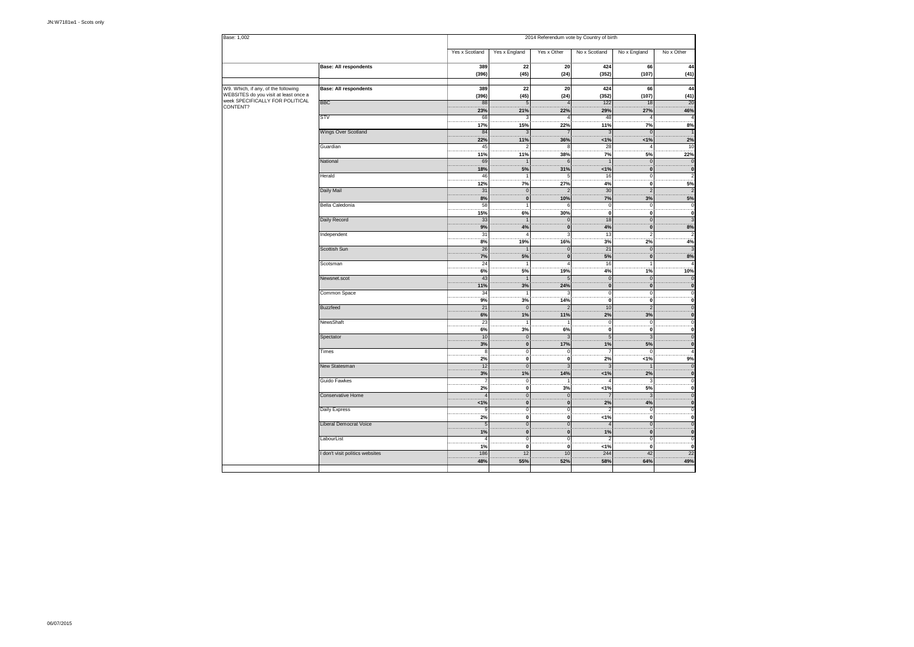JN:W7181w1 - Scots only

| Base: 1,002 | | 2014 Referendum vote by Country of birth | | | | | |
|---|---|---|---|---|---|---|---|
| | | Yes x Scotland | Yes x England | Yes x Other | No x Scotland | No x England | No x Other |
| | **Base: All respondents** | **389** | **22** | **20** | **424** | **66** | **44** |
| | | **(396)** | **(45)** | **(24)** | **(352)** | **(107)** | **(41)** |
| W9. Which, if any, of the following WEBSITES do you visit at least once a week SPECIFICALLY FOR POLITICAL CONTENT? | **Base: All respondents** | **389** | **22** | **20** | **424** | **66** | **44** |
| | | **(396)** | **(45)** | **(24)** | **(352)** | **(107)** | **(41)** |
| | BBC | 88 | 5 | 4 | 122 | 18 | 20 |
| | | **23%** | **21%** | **22%** | **29%** | **27%** | **46%** |
| | STV | 68 | 3 | 4 | 48 | 4 | 4 |
| | | **17%** | **15%** | **22%** | **11%** | **7%** | **8%** |
| | Wings Over Scotland | 84 | 3 | 7 | 3 | 0 | 1 |
| | | **22%** | **11%** | **36%** | **<1%** | **<1%** | **2%** |
| | Guardian | 45 | 2 | 8 | 28 | 4 | 10 |
| | | **11%** | **11%** | **38%** | **7%** | **5%** | **22%** |
| | National | 69 | 1 | 6 | 1 | 0 | 0 |
| | | **18%** | **5%** | **31%** | **<1%** | **0** | **0** |
| | Herald | 46 | 1 | 5 | 16 | 0 | 2 |
| | | **12%** | **7%** | **27%** | **4%** | **0** | **5%** |
| | Daily Mail | 31 | 0 | 2 | 30 | 2 | 2 |
| | | **8%** | **0** | **10%** | **7%** | **3%** | **5%** |
| | Bella Caledonia | 58 | 1 | 6 | 0 | 0 | 0 |
| | | **15%** | **6%** | **30%** | **0** | **0** | **0** |
| | Daily Record | 33 | 1 | 0 | 18 | 0 | 3 |
| | | **9%** | **4%** | **0** | **4%** | **0** | **8%** |
| | Independent | 31 | 4 | 3 | 13 | 2 | 2 |
| | | **8%** | **19%** | **16%** | **3%** | **2%** | **4%** |
| | Scottish Sun | 26 | 1 | 0 | 21 | 0 | 3 |
| | | **7%** | **5%** | **0** | **5%** | **0** | **8%** |
| | Scotsman | 24 | 1 | 4 | 16 | 1 | 4 |
| | | **6%** | **5%** | **19%** | **4%** | **1%** | **10%** |
| | Newsnet.scot | 43 | 1 | 5 | 0 | 0 | 0 |
| | | **11%** | **3%** | **24%** | **0** | **0** | **0** |
| | Common Space | 34 | 1 | 3 | 0 | 0 | 0 |
| | | **9%** | **3%** | **14%** | **0** | **0** | **0** |
| | Buzzfeed | 21 | 0 | 2 | 10 | 2 | 0 |
| | | **6%** | **1%** | **11%** | **2%** | **3%** | **0** |
| | NewsShaft | 23 | 1 | 1 | 0 | 0 | 0 |
| | | **6%** | **3%** | **6%** | **0** | **0** | **0** |
| | Spectator | 10 | 0 | 3 | 5 | 3 | 0 |
| | | **3%** | **0** | **17%** | **1%** | **5%** | **0** |
| | Times | 8 | 0 | 0 | 7 | 0 | 4 |
| | | **2%** | **0** | **0** | **2%** | **<1%** | **9%** |
| | New Statesman | 12 | 0 | 3 | 3 | 1 | 0 |
| | | **3%** | **1%** | **14%** | **<1%** | **2%** | **0** |
| | Guido Fawkes | 7 | 0 | 1 | 4 | 3 | 0 |
| | | **2%** | **0** | **3%** | **<1%** | **5%** | **0** |
| | Conservative Home | 4 | 0 | 0 | 7 | 3 | 0 |
| | | **<1%** | **0** | **0** | **2%** | **4%** | **0** |
| | Daily Express | 9 | 0 | 0 | 2 | 0 | 0 |
| | | **2%** | **0** | **0** | **<1%** | **0** | **0** |
| | Liberal Democrat Voice | 5 | 0 | 0 | 4 | 0 | 0 |
| | | **1%** | **0** | **0** | **1%** | **0** | **0** |
| | LabourList | 4 | 0 | 0 | 2 | 0 | 0 |
| | | **1%** | **0** | **0** | **<1%** | **0** | **0** |
| | I don't visit politics websites | 186 | 12 | 10 | 244 | 42 | 22 |
| | | **48%** | **55%** | **52%** | **58%** | **64%** | **49%** |

06/07/2015